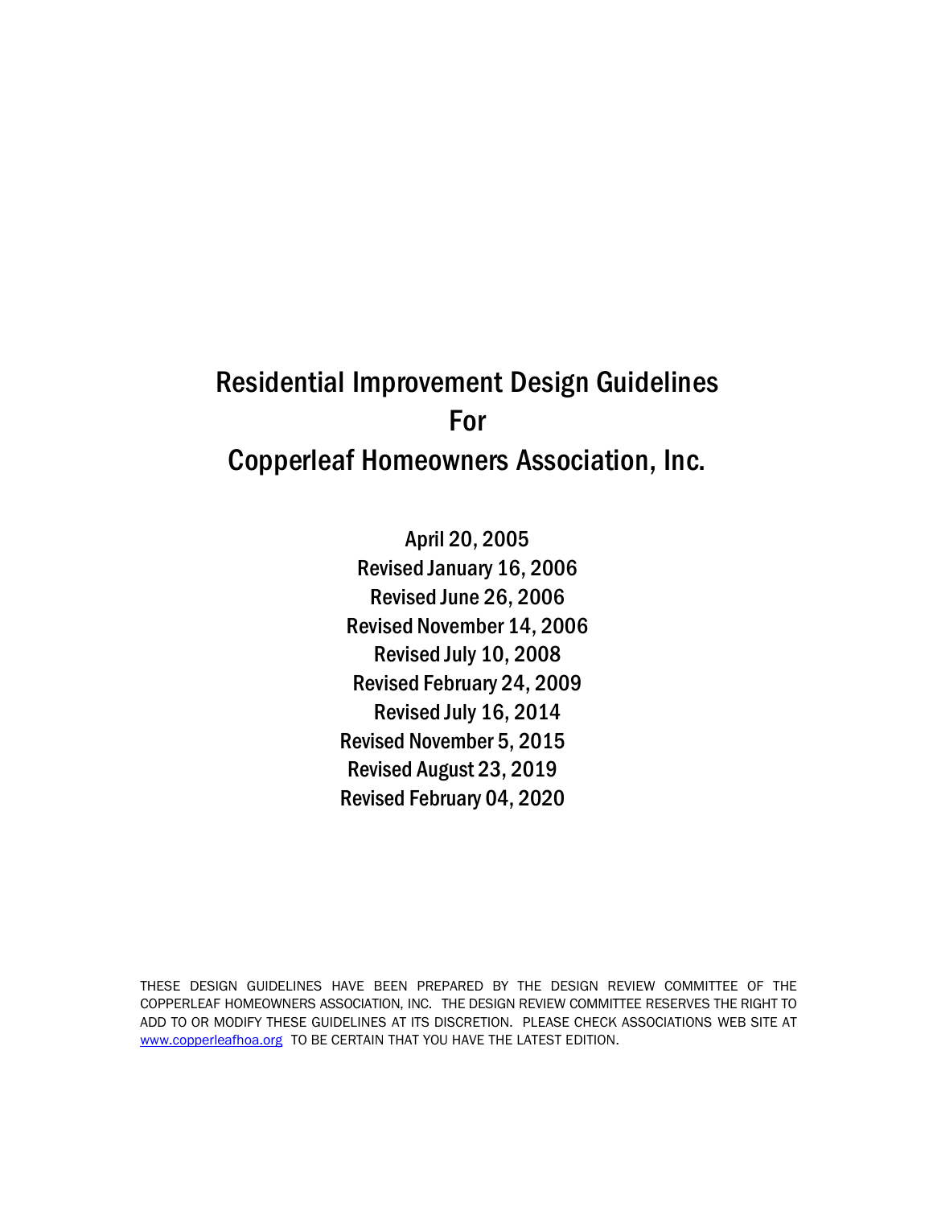# Residential Improvement Design Guidelines For Copperleaf Homeowners Association, Inc.

April 20, 2005
Revised January 16, 2006
Revised June 26, 2006
Revised November 14, 2006
Revised July 10, 2008
Revised February 24, 2009
Revised July 16, 2014
Revised November 5, 2015
Revised August 23, 2019
Revised February 04, 2020

THESE DESIGN GUIDELINES HAVE BEEN PREPARED BY THE DESIGN REVIEW COMMITTEE OF THE COPPERLEAF HOMEOWNERS ASSOCIATION, INC. THE DESIGN REVIEW COMMITTEE RESERVES THE RIGHT TO ADD TO OR MODIFY THESE GUIDELINES AT ITS DISCRETION. PLEASE CHECK ASSOCIATIONS WEB SITE AT www.copperleafhoa.org TO BE CERTAIN THAT YOU HAVE THE LATEST EDITION.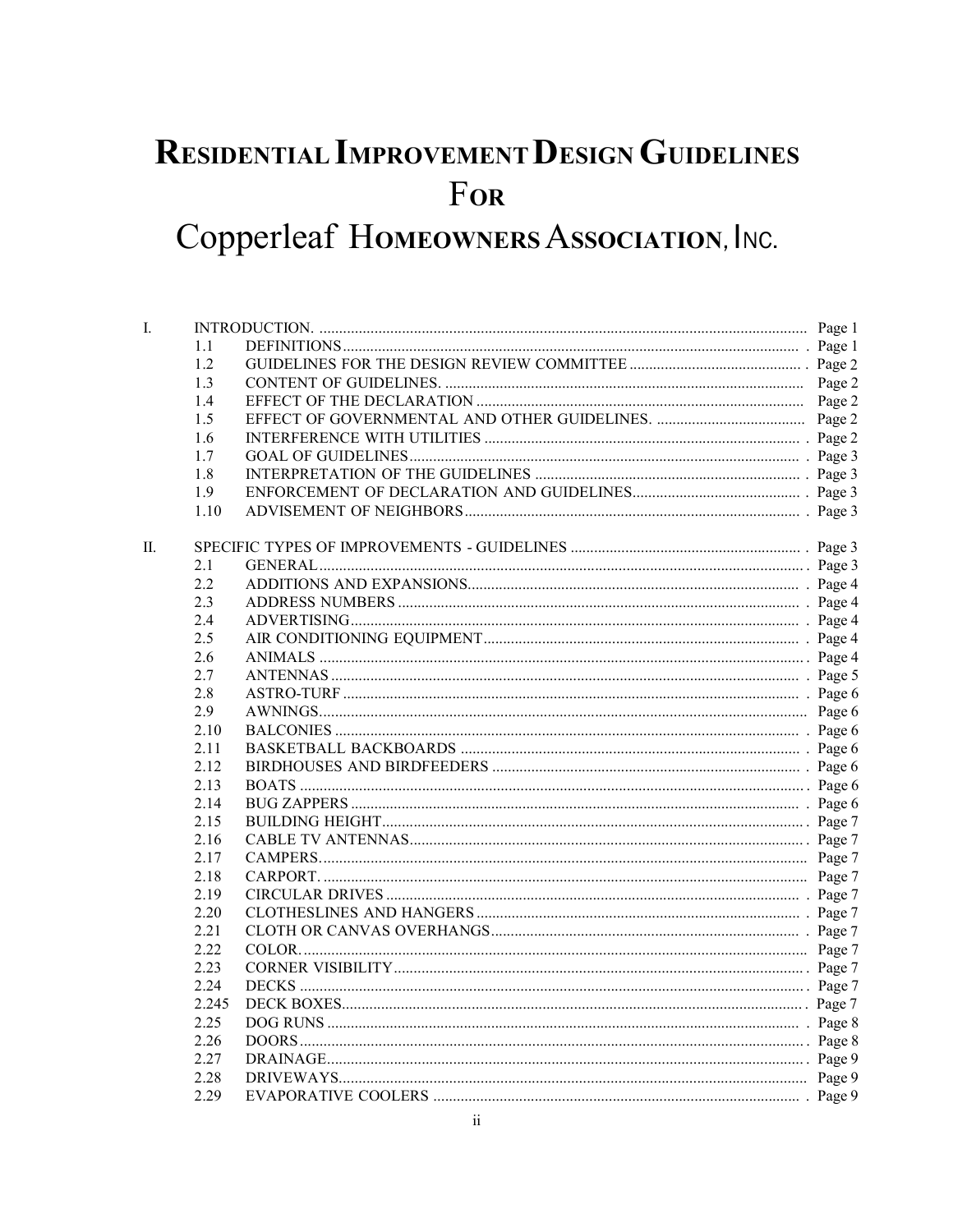# RESIDENTIAL IMPROVEMENT DESIGN GUIDELINES FOR Copperleaf HOMEOWNERS ASSOCIATION, INC.

| | | | |
|---|---|---|---|
| I. | | INTRODUCTION. | Page 1 |
| | 1.1 | DEFINITIONS | Page 1 |
| | 1.2 | GUIDELINES FOR THE DESIGN REVIEW COMMITTEE | Page 2 |
| | 1.3 | CONTENT OF GUIDELINES. | Page 2 |
| | 1.4 | EFFECT OF THE DECLARATION | Page 2 |
| | 1.5 | EFFECT OF GOVERNMENTAL AND OTHER GUIDELINES. | Page 2 |
| | 1.6 | INTERFERENCE WITH UTILITIES | Page 2 |
| | 1.7 | GOAL OF GUIDELINES | Page 3 |
| | 1.8 | INTERPRETATION OF THE GUIDELINES | Page 3 |
| | 1.9 | ENFORCEMENT OF DECLARATION AND GUIDELINES | Page 3 |
| | 1.10 | ADVISEMENT OF NEIGHBORS | Page 3 |
| II. | | SPECIFIC TYPES OF IMPROVEMENTS - GUIDELINES | Page 3 |
| | 2.1 | GENERAL | Page 3 |
| | 2.2 | ADDITIONS AND EXPANSIONS | Page 4 |
| | 2.3 | ADDRESS NUMBERS | Page 4 |
| | 2.4 | ADVERTISING | Page 4 |
| | 2.5 | AIR CONDITIONING EQUIPMENT | Page 4 |
| | 2.6 | ANIMALS | Page 4 |
| | 2.7 | ANTENNAS | Page 5 |
| | 2.8 | ASTRO-TURF | Page 6 |
| | 2.9 | AWNINGS | Page 6 |
| | 2.10 | BALCONIES | Page 6 |
| | 2.11 | BASKETBALL BACKBOARDS | Page 6 |
| | 2.12 | BIRDHOUSES AND BIRDFEEDERS | Page 6 |
| | 2.13 | BOATS | Page 6 |
| | 2.14 | BUG ZAPPERS | Page 6 |
| | 2.15 | BUILDING HEIGHT | Page 7 |
| | 2.16 | CABLE TV ANTENNAS | Page 7 |
| | 2.17 | CAMPERS | Page 7 |
| | 2.18 | CARPORT. | Page 7 |
| | 2.19 | CIRCULAR DRIVES | Page 7 |
| | 2.20 | CLOTHESLINES AND HANGERS | Page 7 |
| | 2.21 | CLOTH OR CANVAS OVERHANGS | Page 7 |
| | 2.22 | COLOR. | Page 7 |
| | 2.23 | CORNER VISIBILITY | Page 7 |
| | 2.24 | DECKS | Page 7 |
| | 2.245 | DECK BOXES | Page 7 |
| | 2.25 | DOG RUNS | Page 8 |
| | 2.26 | DOORS | Page 8 |
| | 2.27 | DRAINAGE | Page 9 |
| | 2.28 | DRIVEWAYS | Page 9 |
| | 2.29 | EVAPORATIVE COOLERS | Page 9 |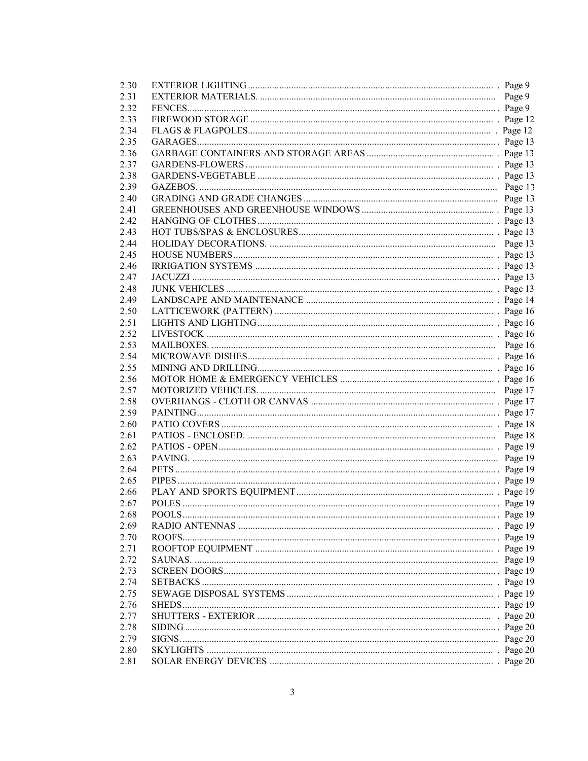| | | |
|---|---|---|
| 2.30 | EXTERIOR LIGHTING | Page 9 |
| 2.31 | EXTERIOR MATERIALS. | Page 9 |
| 2.32 | FENCES | Page 9 |
| 2.33 | FIREWOOD STORAGE | Page 12 |
| 2.34 | FLAGS & FLAGPOLES | Page 12 |
| 2.35 | GARAGES | Page 13 |
| 2.36 | GARBAGE CONTAINERS AND STORAGE AREAS | Page 13 |
| 2.37 | GARDENS-FLOWERS | Page 13 |
| 2.38 | GARDENS-VEGETABLE | Page 13 |
| 2.39 | GAZEBOS. | Page 13 |
| 2.40 | GRADING AND GRADE CHANGES | Page 13 |
| 2.41 | GREENHOUSES AND GREENHOUSE WINDOWS | Page 13 |
| 2.42 | HANGING OF CLOTHES | Page 13 |
| 2.43 | HOT TUBS/SPAS & ENCLOSURES | Page 13 |
| 2.44 | HOLIDAY DECORATIONS. | Page 13 |
| 2.45 | HOUSE NUMBERS | Page 13 |
| 2.46 | IRRIGATION SYSTEMS | Page 13 |
| 2.47 | JACUZZI | Page 13 |
| 2.48 | JUNK VEHICLES | Page 13 |
| 2.49 | LANDSCAPE AND MAINTENANCE | Page 14 |
| 2.50 | LATTICEWORK (PATTERN) | Page 16 |
| 2.51 | LIGHTS AND LIGHTING | Page 16 |
| 2.52 | LIVESTOCK | Page 16 |
| 2.53 | MAILBOXES. | Page 16 |
| 2.54 | MICROWAVE DISHES | Page 16 |
| 2.55 | MINING AND DRILLING | Page 16 |
| 2.56 | MOTOR HOME & EMERGENCY VEHICLES | Page 16 |
| 2.57 | MOTORIZED VEHICLES. | Page 17 |
| 2.58 | OVERHANGS - CLOTH OR CANVAS | Page 17 |
| 2.59 | PAINTING | Page 17 |
| 2.60 | PATIO COVERS | Page 18 |
| 2.61 | PATIOS - ENCLOSED. | Page 18 |
| 2.62 | PATIOS - OPEN | Page 19 |
| 2.63 | PAVING. | Page 19 |
| 2.64 | PETS | Page 19 |
| 2.65 | PIPES | Page 19 |
| 2.66 | PLAY AND SPORTS EQUIPMENT | Page 19 |
| 2.67 | POLES | Page 19 |
| 2.68 | POOLS | Page 19 |
| 2.69 | RADIO ANTENNAS | Page 19 |
| 2.70 | ROOFS | Page 19 |
| 2.71 | ROOFTOP EQUIPMENT | Page 19 |
| 2.72 | SAUNAS. | Page 19 |
| 2.73 | SCREEN DOORS | Page 19 |
| 2.74 | SETBACKS | Page 19 |
| 2.75 | SEWAGE DISPOSAL SYSTEMS | Page 19 |
| 2.76 | SHEDS | Page 19 |
| 2.77 | SHUTTERS - EXTERIOR | Page 20 |
| 2.78 | SIDING | Page 20 |
| 2.79 | SIGNS. | Page 20 |
| 2.80 | SKYLIGHTS | Page 20 |
| 2.81 | SOLAR ENERGY DEVICES | Page 20 |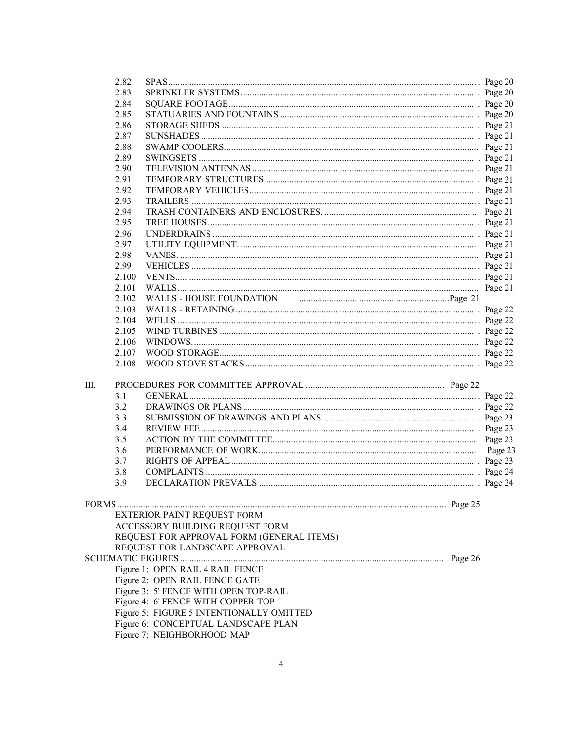| | | |
|---|---|---|
| 2.82 | SPAS | Page 20 |
| 2.83 | SPRINKLER SYSTEMS | Page 20 |
| 2.84 | SQUARE FOOTAGE | Page 20 |
| 2.85 | STATUARIES AND FOUNTAINS | Page 20 |
| 2.86 | STORAGE SHEDS | Page 21 |
| 2.87 | SUNSHADES | Page 21 |
| 2.88 | SWAMP COOLERS. | Page 21 |
| 2.89 | SWINGSETS | Page 21 |
| 2.90 | TELEVISION ANTENNAS | Page 21 |
| 2.91 | TEMPORARY STRUCTURES | Page 21 |
| 2.92 | TEMPORARY VEHICLES | Page 21 |
| 2.93 | TRAILERS | Page 21 |
| 2.94 | TRASH CONTAINERS AND ENCLOSURES. | Page 21 |
| 2.95 | TREE HOUSES | Page 21 |
| 2.96 | UNDERDRAINS | Page 21 |
| 2.97 | UTILITY EQUIPMENT. | Page 21 |
| 2.98 | VANES. | Page 21 |
| 2.99 | VEHICLES | Page 21 |
| 2.100 | VENTS | Page 21 |
| 2.101 | WALLS | Page 21 |
| 2.102 | WALLS - HOUSE FOUNDATION | Page 21 |
| 2.103 | WALLS - RETAINING | Page 22 |
| 2.104 | WELLS | Page 22 |
| 2.105 | WIND TURBINES | Page 22 |
| 2.106 | WINDOWS. | Page 22 |
| 2.107 | WOOD STORAGE | Page 22 |
| 2.108 | WOOD STOVE STACKS | Page 22 |

| | | |
|---|---|---|
| III. | PROCEDURES FOR COMMITTEE APPROVAL | Page 22 |
| 3.1 | GENERAL | Page 22 |
| 3.2 | DRAWINGS OR PLANS | Page 22 |
| 3.3 | SUBMISSION OF DRAWINGS AND PLANS | Page 23 |
| 3.4 | REVIEW FEE | Page 23 |
| 3.5 | ACTION BY THE COMMITTEE | Page 23 |
| 3.6 | PERFORMANCE OF WORK. | Page 23 |
| 3.7 | RIGHTS OF APPEAL | Page 23 |
| 3.8 | COMPLAINTS | Page 24 |
| 3.9 | DECLARATION PREVAILS | Page 24 |

FORMS ............ Page 25

- EXTERIOR PAINT REQUEST FORM
- ACCESSORY BUILDING REQUEST FORM
- REQUEST FOR APPROVAL FORM (GENERAL ITEMS)
- REQUEST FOR LANDSCAPE APPROVAL

SCHEMATIC FIGURES ............ Page 26

- Figure 1: OPEN RAIL 4 RAIL FENCE
- Figure 2: OPEN RAIL FENCE GATE
- Figure 3: 5' FENCE WITH OPEN TOP-RAIL
- Figure 4: 6' FENCE WITH COPPER TOP
- Figure 5: FIGURE 5 INTENTIONALLY OMITTED
- Figure 6: CONCEPTUAL LANDSCAPE PLAN
- Figure 7: NEIGHBORHOOD MAP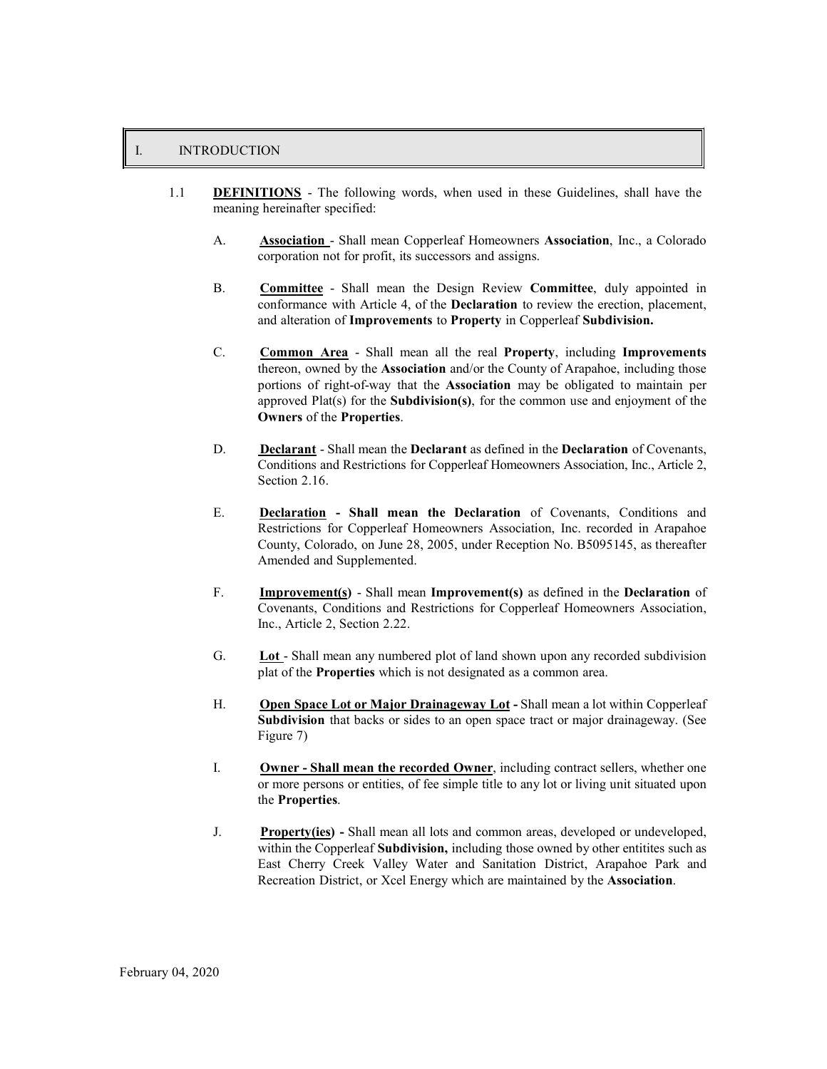# I. INTRODUCTION

1.1 **DEFINITIONS** - The following words, when used in these Guidelines, shall have the meaning hereinafter specified:

A. **Association** - Shall mean Copperleaf Homeowners **Association**, Inc., a Colorado corporation not for profit, its successors and assigns.

B. **Committee** - Shall mean the Design Review **Committee**, duly appointed in conformance with Article 4, of the **Declaration** to review the erection, placement, and alteration of **Improvements** to **Property** in Copperleaf **Subdivision.**

C. **Common Area** - Shall mean all the real **Property**, including **Improvements** thereon, owned by the **Association** and/or the County of Arapahoe, including those portions of right-of-way that the **Association** may be obligated to maintain per approved Plat(s) for the **Subdivision(s)**, for the common use and enjoyment of the **Owners** of the **Properties**.

D. **Declarant** - Shall mean the **Declarant** as defined in the **Declaration** of Covenants, Conditions and Restrictions for Copperleaf Homeowners Association, Inc., Article 2, Section 2.16.

E. **Declaration - Shall mean the Declaration** of Covenants, Conditions and Restrictions for Copperleaf Homeowners Association, Inc. recorded in Arapahoe County, Colorado, on June 28, 2005, under Reception No. B5095145, as thereafter Amended and Supplemented.

F. **Improvement(s)** - Shall mean **Improvement(s)** as defined in the **Declaration** of Covenants, Conditions and Restrictions for Copperleaf Homeowners Association, Inc., Article 2, Section 2.22.

G. **Lot** - Shall mean any numbered plot of land shown upon any recorded subdivision plat of the **Properties** which is not designated as a common area.

H. **Open Space Lot or Major Drainageway Lot -** Shall mean a lot within Copperleaf **Subdivision** that backs or sides to an open space tract or major drainageway. (See Figure 7)

I. **Owner - Shall mean the recorded Owner**, including contract sellers, whether one or more persons or entities, of fee simple title to any lot or living unit situated upon the **Properties**.

J. **Property(ies) -** Shall mean all lots and common areas, developed or undeveloped, within the Copperleaf **Subdivision,** including those owned by other entitites such as East Cherry Creek Valley Water and Sanitation District, Arapahoe Park and Recreation District, or Xcel Energy which are maintained by the **Association**.

February 04, 2020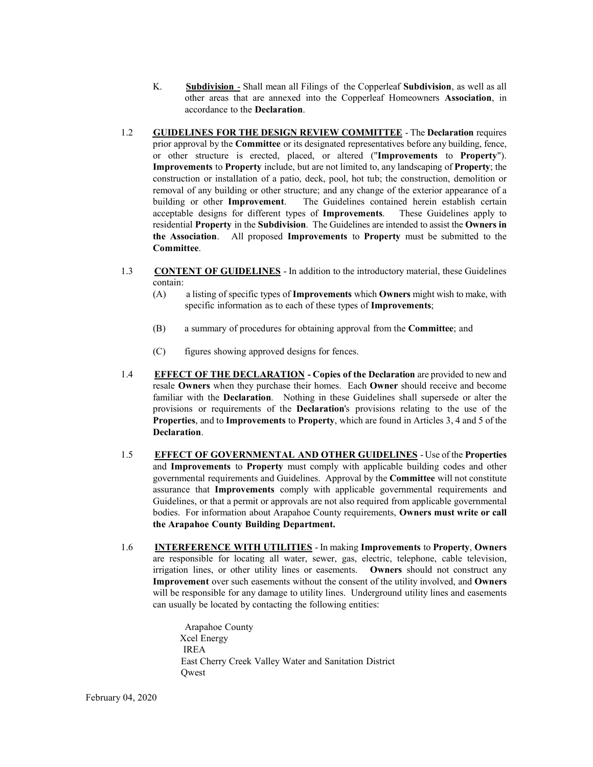K. **Subdivision** - Shall mean all Filings of the Copperleaf **Subdivision**, as well as all other areas that are annexed into the Copperleaf Homeowners **Association**, in accordance to the **Declaration**.

1.2 **GUIDELINES FOR THE DESIGN REVIEW COMMITTEE** - The **Declaration** requires prior approval by the **Committee** or its designated representatives before any building, fence, or other structure is erected, placed, or altered ("**Improvements** to **Property**"). **Improvements** to **Property** include, but are not limited to, any landscaping of **Property**; the construction or installation of a patio, deck, pool, hot tub; the construction, demolition or removal of any building or other structure; and any change of the exterior appearance of a building or other **Improvement**. The Guidelines contained herein establish certain acceptable designs for different types of **Improvements**. These Guidelines apply to residential **Property** in the **Subdivision**. The Guidelines are intended to assist the **Owners in the Association**. All proposed **Improvements** to **Property** must be submitted to the **Committee**.

1.3 **CONTENT OF GUIDELINES** - In addition to the introductory material, these Guidelines contain:

(A) a listing of specific types of **Improvements** which **Owners** might wish to make, with specific information as to each of these types of **Improvements**;

(B) a summary of procedures for obtaining approval from the **Committee**; and

(C) figures showing approved designs for fences.

1.4 **EFFECT OF THE DECLARATION - Copies of the Declaration** are provided to new and resale **Owners** when they purchase their homes. Each **Owner** should receive and become familiar with the **Declaration**. Nothing in these Guidelines shall supersede or alter the provisions or requirements of the **Declaration**'s provisions relating to the use of the **Properties**, and to **Improvements** to **Property**, which are found in Articles 3, 4 and 5 of the **Declaration**.

1.5 **EFFECT OF GOVERNMENTAL AND OTHER GUIDELINES** - Use of the **Properties** and **Improvements** to **Property** must comply with applicable building codes and other governmental requirements and Guidelines. Approval by the **Committee** will not constitute assurance that **Improvements** comply with applicable governmental requirements and Guidelines, or that a permit or approvals are not also required from applicable governmental bodies. For information about Arapahoe County requirements, **Owners must write or call the Arapahoe County Building Department.**

1.6 **INTERFERENCE WITH UTILITIES** - In making **Improvements** to **Property**, **Owners** are responsible for locating all water, sewer, gas, electric, telephone, cable television, irrigation lines, or other utility lines or easements. **Owners** should not construct any **Improvement** over such easements without the consent of the utility involved, and **Owners** will be responsible for any damage to utility lines. Underground utility lines and easements can usually be located by contacting the following entities:

Arapahoe County
Xcel Energy
IREA
East Cherry Creek Valley Water and Sanitation District
Qwest

February 04, 2020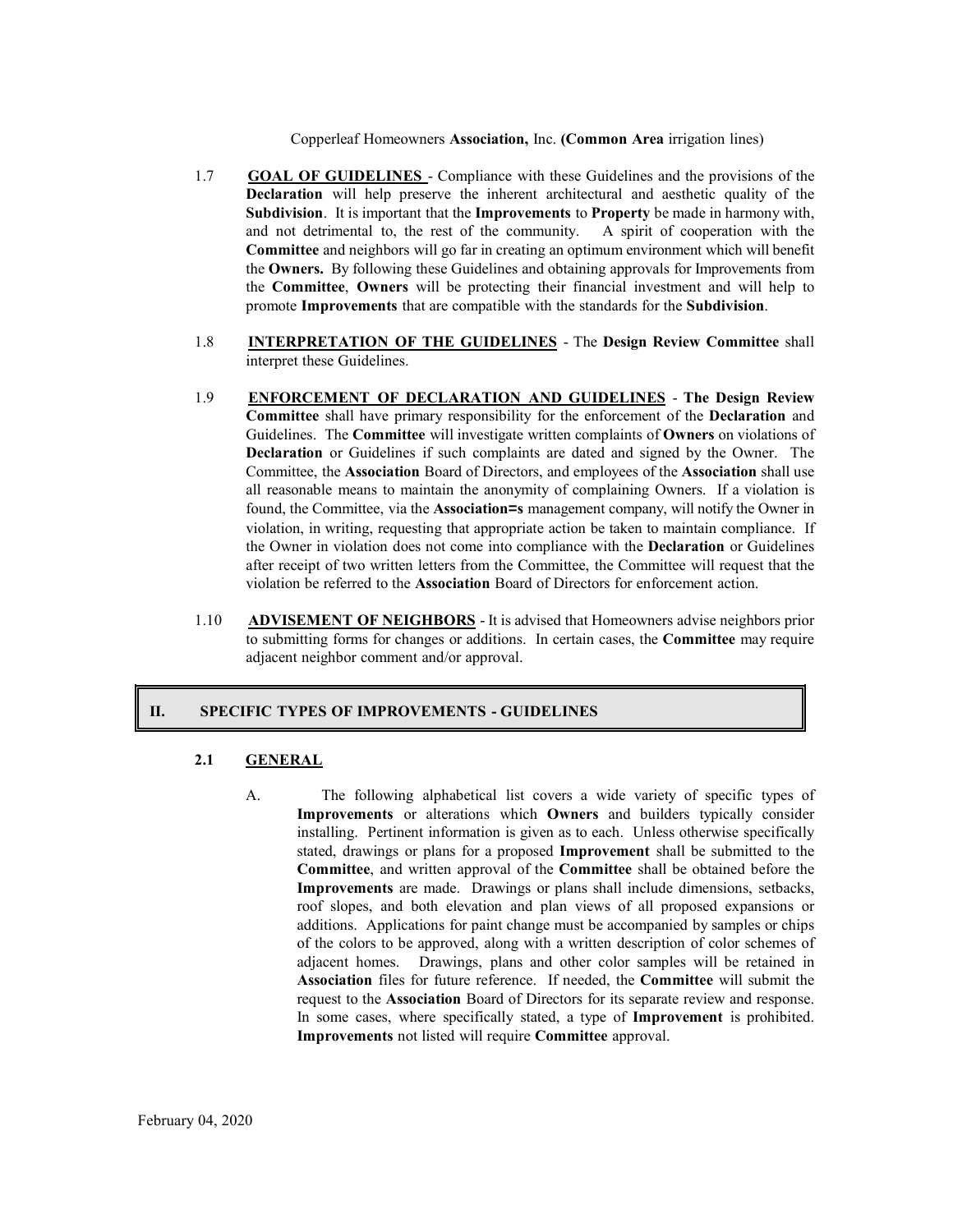Copperleaf Homeowners **Association,** Inc. **(Common Area** irrigation lines)

1.7 **GOAL OF GUIDELINES** - Compliance with these Guidelines and the provisions of the **Declaration** will help preserve the inherent architectural and aesthetic quality of the **Subdivision**. It is important that the **Improvements** to **Property** be made in harmony with, and not detrimental to, the rest of the community. A spirit of cooperation with the **Committee** and neighbors will go far in creating an optimum environment which will benefit the **Owners.** By following these Guidelines and obtaining approvals for Improvements from the **Committee**, **Owners** will be protecting their financial investment and will help to promote **Improvements** that are compatible with the standards for the **Subdivision**.

1.8 **INTERPRETATION OF THE GUIDELINES** - The **Design Review Committee** shall interpret these Guidelines.

1.9 **ENFORCEMENT OF DECLARATION AND GUIDELINES** - **The Design Review Committee** shall have primary responsibility for the enforcement of the **Declaration** and Guidelines. The **Committee** will investigate written complaints of **Owners** on violations of **Declaration** or Guidelines if such complaints are dated and signed by the Owner. The Committee, the **Association** Board of Directors, and employees of the **Association** shall use all reasonable means to maintain the anonymity of complaining Owners. If a violation is found, the Committee, via the **Association=s** management company, will notify the Owner in violation, in writing, requesting that appropriate action be taken to maintain compliance. If the Owner in violation does not come into compliance with the **Declaration** or Guidelines after receipt of two written letters from the Committee, the Committee will request that the violation be referred to the **Association** Board of Directors for enforcement action.

1.10 **ADVISEMENT OF NEIGHBORS** - It is advised that Homeowners advise neighbors prior to submitting forms for changes or additions. In certain cases, the **Committee** may require adjacent neighbor comment and/or approval.

## II. SPECIFIC TYPES OF IMPROVEMENTS - GUIDELINES

### 2.1 GENERAL

A. The following alphabetical list covers a wide variety of specific types of **Improvements** or alterations which **Owners** and builders typically consider installing. Pertinent information is given as to each. Unless otherwise specifically stated, drawings or plans for a proposed **Improvement** shall be submitted to the **Committee**, and written approval of the **Committee** shall be obtained before the **Improvements** are made. Drawings or plans shall include dimensions, setbacks, roof slopes, and both elevation and plan views of all proposed expansions or additions. Applications for paint change must be accompanied by samples or chips of the colors to be approved, along with a written description of color schemes of adjacent homes. Drawings, plans and other color samples will be retained in **Association** files for future reference. If needed, the **Committee** will submit the request to the **Association** Board of Directors for its separate review and response. In some cases, where specifically stated, a type of **Improvement** is prohibited. **Improvements** not listed will require **Committee** approval.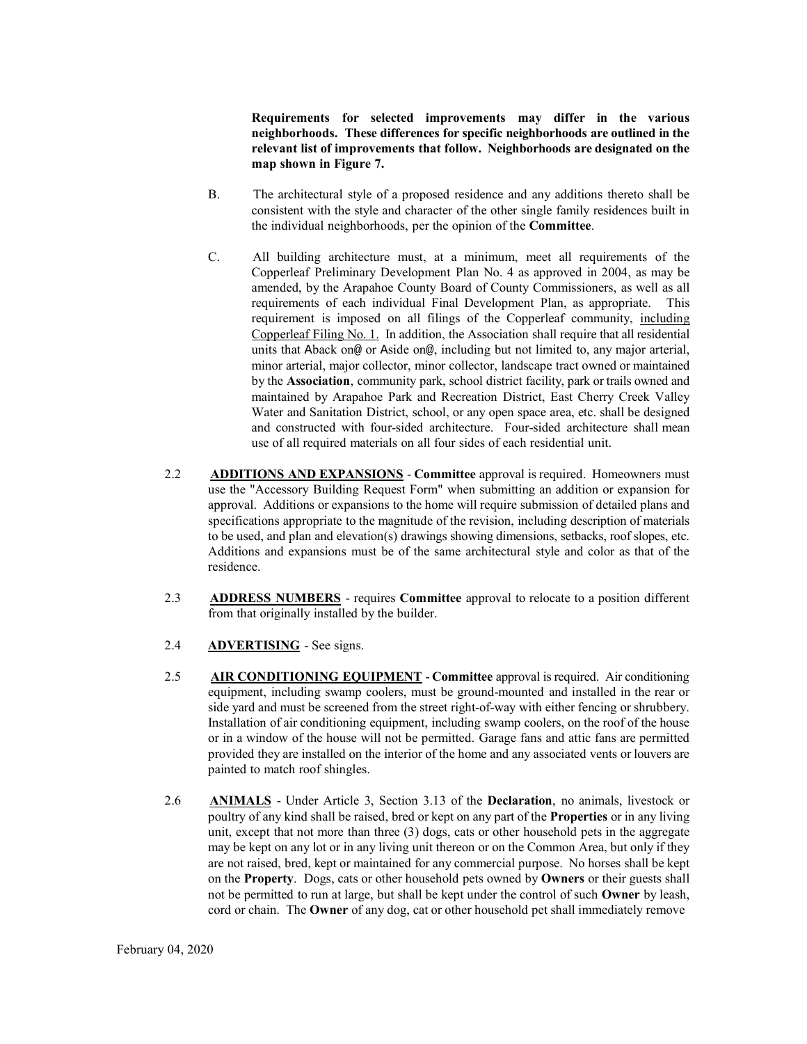**Requirements for selected improvements may differ in the various neighborhoods. These differences for specific neighborhoods are outlined in the relevant list of improvements that follow. Neighborhoods are designated on the map shown in Figure 7.**

B. The architectural style of a proposed residence and any additions thereto shall be consistent with the style and character of the other single family residences built in the individual neighborhoods, per the opinion of the **Committee**.

C. All building architecture must, at a minimum, meet all requirements of the Copperleaf Preliminary Development Plan No. 4 as approved in 2004, as may be amended, by the Arapahoe County Board of County Commissioners, as well as all requirements of each individual Final Development Plan, as appropriate. This requirement is imposed on all filings of the Copperleaf community, <u>including Copperleaf Filing No. 1.</u> In addition, the Association shall require that all residential units that Aback on@ or Aside on@, including but not limited to, any major arterial, minor arterial, major collector, minor collector, landscape tract owned or maintained by the **Association**, community park, school district facility, park or trails owned and maintained by Arapahoe Park and Recreation District, East Cherry Creek Valley Water and Sanitation District, school, or any open space area, etc. shall be designed and constructed with four-sided architecture. Four-sided architecture shall mean use of all required materials on all four sides of each residential unit.

2.2 **<u>ADDITIONS AND EXPANSIONS</u>** - **Committee** approval is required. Homeowners must use the "Accessory Building Request Form" when submitting an addition or expansion for approval. Additions or expansions to the home will require submission of detailed plans and specifications appropriate to the magnitude of the revision, including description of materials to be used, and plan and elevation(s) drawings showing dimensions, setbacks, roof slopes, etc. Additions and expansions must be of the same architectural style and color as that of the residence.

2.3 **<u>ADDRESS NUMBERS</u>** - requires **Committee** approval to relocate to a position different from that originally installed by the builder.

2.4 **<u>ADVERTISING</u>** - See signs.

2.5 **<u>AIR CONDITIONING EQUIPMENT</u>** - **Committee** approval is required. Air conditioning equipment, including swamp coolers, must be ground-mounted and installed in the rear or side yard and must be screened from the street right-of-way with either fencing or shrubbery. Installation of air conditioning equipment, including swamp coolers, on the roof of the house or in a window of the house will not be permitted. Garage fans and attic fans are permitted provided they are installed on the interior of the home and any associated vents or louvers are painted to match roof shingles.

2.6 **<u>ANIMALS</u>** - Under Article 3, Section 3.13 of the **Declaration**, no animals, livestock or poultry of any kind shall be raised, bred or kept on any part of the **Properties** or in any living unit, except that not more than three (3) dogs, cats or other household pets in the aggregate may be kept on any lot or in any living unit thereon or on the Common Area, but only if they are not raised, bred, kept or maintained for any commercial purpose. No horses shall be kept on the **Property**. Dogs, cats or other household pets owned by **Owners** or their guests shall not be permitted to run at large, but shall be kept under the control of such **Owner** by leash, cord or chain. The **Owner** of any dog, cat or other household pet shall immediately remove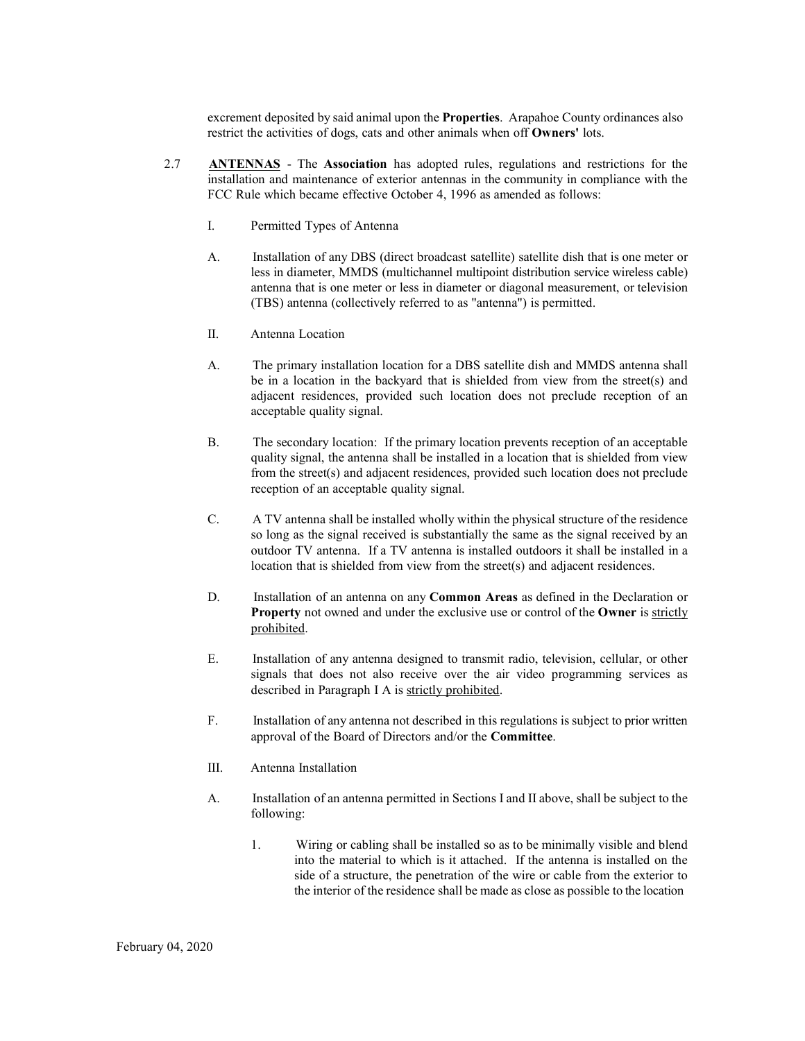excrement deposited by said animal upon the **Properties**. Arapahoe County ordinances also restrict the activities of dogs, cats and other animals when off **Owners'** lots.

2.7 **<u>ANTENNAS</u>** - The **Association** has adopted rules, regulations and restrictions for the installation and maintenance of exterior antennas in the community in compliance with the FCC Rule which became effective October 4, 1996 as amended as follows:

I. Permitted Types of Antenna

A. Installation of any DBS (direct broadcast satellite) satellite dish that is one meter or less in diameter, MMDS (multichannel multipoint distribution service wireless cable) antenna that is one meter or less in diameter or diagonal measurement, or television (TBS) antenna (collectively referred to as "antenna") is permitted.

II. Antenna Location

A. The primary installation location for a DBS satellite dish and MMDS antenna shall be in a location in the backyard that is shielded from view from the street(s) and adjacent residences, provided such location does not preclude reception of an acceptable quality signal.

B. The secondary location: If the primary location prevents reception of an acceptable quality signal, the antenna shall be installed in a location that is shielded from view from the street(s) and adjacent residences, provided such location does not preclude reception of an acceptable quality signal.

C. A TV antenna shall be installed wholly within the physical structure of the residence so long as the signal received is substantially the same as the signal received by an outdoor TV antenna. If a TV antenna is installed outdoors it shall be installed in a location that is shielded from view from the street(s) and adjacent residences.

D. Installation of an antenna on any **Common Areas** as defined in the Declaration or **Property** not owned and under the exclusive use or control of the **Owner** is <u>strictly prohibited</u>.

E. Installation of any antenna designed to transmit radio, television, cellular, or other signals that does not also receive over the air video programming services as described in Paragraph I A is <u>strictly prohibited</u>.

F. Installation of any antenna not described in this regulations is subject to prior written approval of the Board of Directors and/or the **Committee**.

III. Antenna Installation

A. Installation of an antenna permitted in Sections I and II above, shall be subject to the following:

1. Wiring or cabling shall be installed so as to be minimally visible and blend into the material to which is it attached. If the antenna is installed on the side of a structure, the penetration of the wire or cable from the exterior to the interior of the residence shall be made as close as possible to the location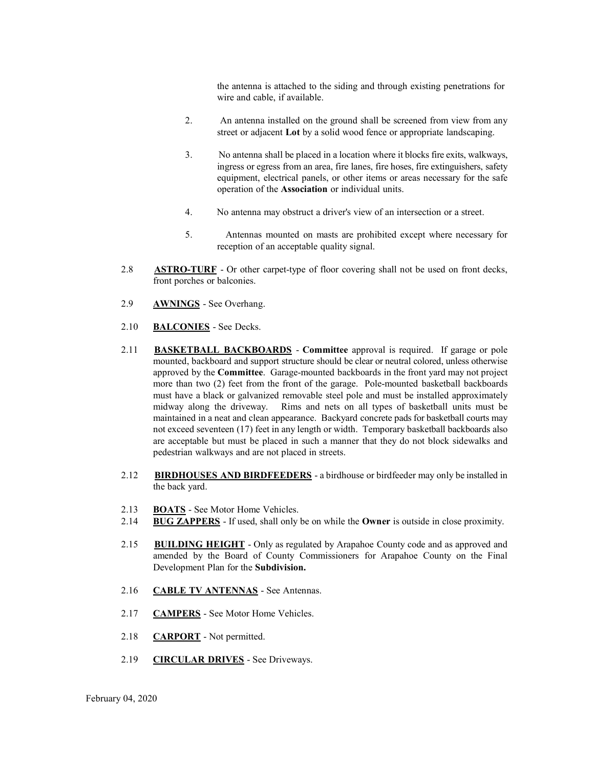the antenna is attached to the siding and through existing penetrations for wire and cable, if available.

2. An antenna installed on the ground shall be screened from view from any street or adjacent **Lot** by a solid wood fence or appropriate landscaping.

3. No antenna shall be placed in a location where it blocks fire exits, walkways, ingress or egress from an area, fire lanes, fire hoses, fire extinguishers, safety equipment, electrical panels, or other items or areas necessary for the safe operation of the **Association** or individual units.

4. No antenna may obstruct a driver's view of an intersection or a street.

5. Antennas mounted on masts are prohibited except where necessary for reception of an acceptable quality signal.

2.8 **<u>ASTRO-TURF</u>** - Or other carpet-type of floor covering shall not be used on front decks, front porches or balconies.

2.9 **<u>AWNINGS</u>** - See Overhang.

2.10 **<u>BALCONIES</u>** - See Decks.

2.11 **<u>BASKETBALL BACKBOARDS</u>** - **Committee** approval is required. If garage or pole mounted, backboard and support structure should be clear or neutral colored, unless otherwise approved by the **Committee**. Garage-mounted backboards in the front yard may not project more than two (2) feet from the front of the garage. Pole-mounted basketball backboards must have a black or galvanized removable steel pole and must be installed approximately midway along the driveway. Rims and nets on all types of basketball units must be maintained in a neat and clean appearance. Backyard concrete pads for basketball courts may not exceed seventeen (17) feet in any length or width. Temporary basketball backboards also are acceptable but must be placed in such a manner that they do not block sidewalks and pedestrian walkways and are not placed in streets.

2.12 **<u>BIRDHOUSES AND BIRDFEEDERS</u>** - a birdhouse or birdfeeder may only be installed in the back yard.

2.13 **<u>BOATS</u>** - See Motor Home Vehicles.

2.14 **<u>BUG ZAPPERS</u>** - If used, shall only be on while the **Owner** is outside in close proximity.

2.15 **<u>BUILDING HEIGHT</u>** - Only as regulated by Arapahoe County code and as approved and amended by the Board of County Commissioners for Arapahoe County on the Final Development Plan for the **Subdivision.**

2.16 **<u>CABLE TV ANTENNAS</u>** - See Antennas.

2.17 **<u>CAMPERS</u>** - See Motor Home Vehicles.

2.18 **<u>CARPORT</u>** - Not permitted.

2.19 **<u>CIRCULAR DRIVES</u>** - See Driveways.

February 04, 2020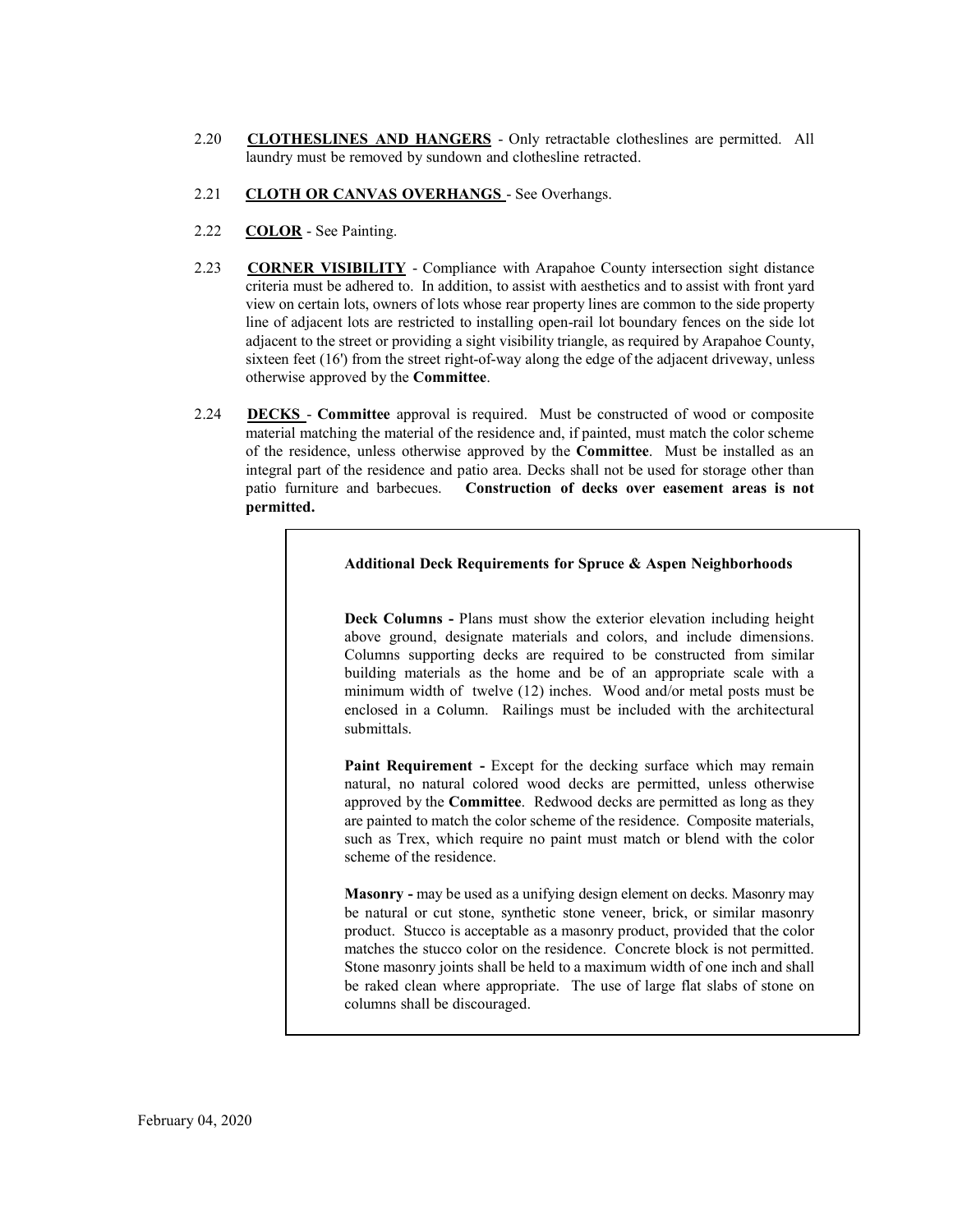2.20 **CLOTHESLINES AND HANGERS** - Only retractable clotheslines are permitted. All laundry must be removed by sundown and clothesline retracted.

2.21 **CLOTH OR CANVAS OVERHANGS** - See Overhangs.

2.22 **COLOR** - See Painting.

2.23 **CORNER VISIBILITY** - Compliance with Arapahoe County intersection sight distance criteria must be adhered to. In addition, to assist with aesthetics and to assist with front yard view on certain lots, owners of lots whose rear property lines are common to the side property line of adjacent lots are restricted to installing open-rail lot boundary fences on the side lot adjacent to the street or providing a sight visibility triangle, as required by Arapahoe County, sixteen feet (16') from the street right-of-way along the edge of the adjacent driveway, unless otherwise approved by the **Committee**.

2.24 **DECKS** - **Committee** approval is required. Must be constructed of wood or composite material matching the material of the residence and, if painted, must match the color scheme of the residence, unless otherwise approved by the **Committee**. Must be installed as an integral part of the residence and patio area. Decks shall not be used for storage other than patio furniture and barbecues. **Construction of decks over easement areas is not permitted.**

**Additional Deck Requirements for Spruce & Aspen Neighborhoods**

**Deck Columns -** Plans must show the exterior elevation including height above ground, designate materials and colors, and include dimensions. Columns supporting decks are required to be constructed from similar building materials as the home and be of an appropriate scale with a minimum width of twelve (12) inches. Wood and/or metal posts must be enclosed in a Column. Railings must be included with the architectural submittals.

**Paint Requirement -** Except for the decking surface which may remain natural, no natural colored wood decks are permitted, unless otherwise approved by the **Committee**. Redwood decks are permitted as long as they are painted to match the color scheme of the residence. Composite materials, such as Trex, which require no paint must match or blend with the color scheme of the residence.

**Masonry -** may be used as a unifying design element on decks. Masonry may be natural or cut stone, synthetic stone veneer, brick, or similar masonry product. Stucco is acceptable as a masonry product, provided that the color matches the stucco color on the residence. Concrete block is not permitted. Stone masonry joints shall be held to a maximum width of one inch and shall be raked clean where appropriate. The use of large flat slabs of stone on columns shall be discouraged.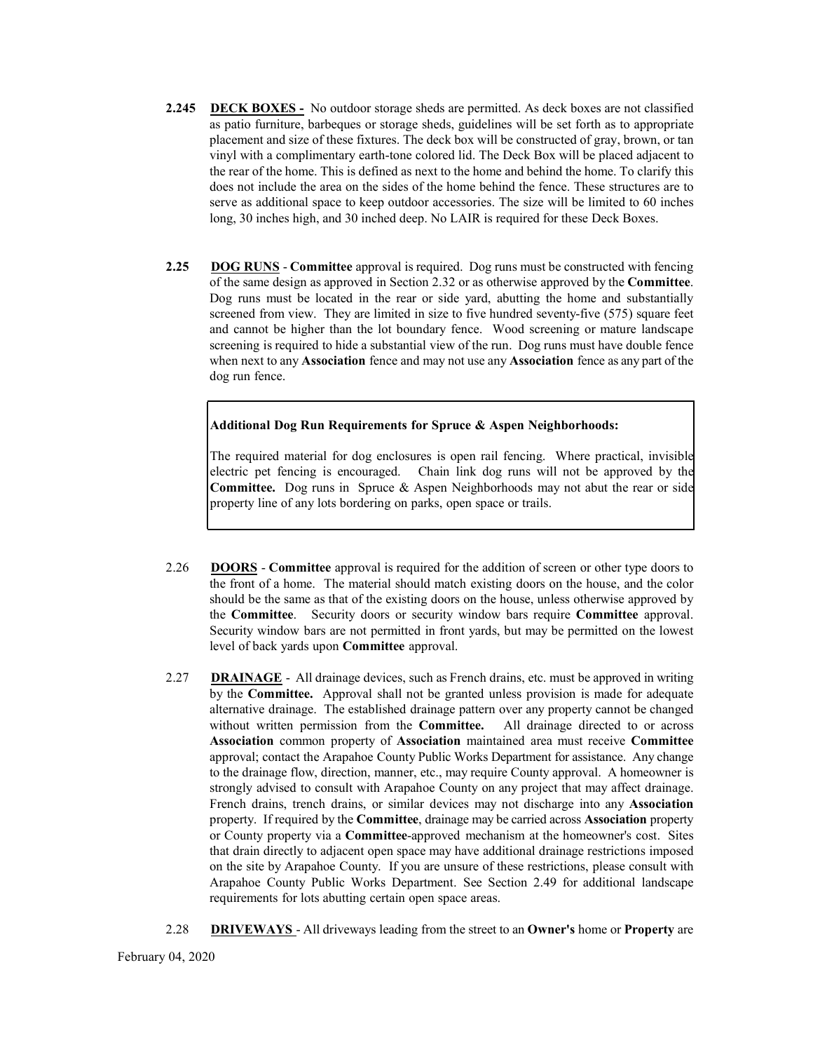**2.245 DECK BOXES -** No outdoor storage sheds are permitted. As deck boxes are not classified as patio furniture, barbeques or storage sheds, guidelines will be set forth as to appropriate placement and size of these fixtures. The deck box will be constructed of gray, brown, or tan vinyl with a complimentary earth-tone colored lid. The Deck Box will be placed adjacent to the rear of the home. This is defined as next to the home and behind the home. To clarify this does not include the area on the sides of the home behind the fence. These structures are to serve as additional space to keep outdoor accessories. The size will be limited to 60 inches long, 30 inches high, and 30 inched deep. No LAIR is required for these Deck Boxes.

**2.25 DOG RUNS** - **Committee** approval is required. Dog runs must be constructed with fencing of the same design as approved in Section 2.32 or as otherwise approved by the **Committee**. Dog runs must be located in the rear or side yard, abutting the home and substantially screened from view. They are limited in size to five hundred seventy-five (575) square feet and cannot be higher than the lot boundary fence. Wood screening or mature landscape screening is required to hide a substantial view of the run. Dog runs must have double fence when next to any **Association** fence and may not use any **Association** fence as any part of the dog run fence.

> **Additional Dog Run Requirements for Spruce & Aspen Neighborhoods:**
>
> The required material for dog enclosures is open rail fencing. Where practical, invisible electric pet fencing is encouraged. Chain link dog runs will not be approved by the **Committee.** Dog runs in Spruce & Aspen Neighborhoods may not abut the rear or side property line of any lots bordering on parks, open space or trails.

2.26 **DOORS** - **Committee** approval is required for the addition of screen or other type doors to the front of a home. The material should match existing doors on the house, and the color should be the same as that of the existing doors on the house, unless otherwise approved by the **Committee**. Security doors or security window bars require **Committee** approval. Security window bars are not permitted in front yards, but may be permitted on the lowest level of back yards upon **Committee** approval.

2.27 **DRAINAGE** - All drainage devices, such as French drains, etc. must be approved in writing by the **Committee.** Approval shall not be granted unless provision is made for adequate alternative drainage. The established drainage pattern over any property cannot be changed without written permission from the **Committee.** All drainage directed to or across **Association** common property of **Association** maintained area must receive **Committee** approval; contact the Arapahoe County Public Works Department for assistance. Any change to the drainage flow, direction, manner, etc., may require County approval. A homeowner is strongly advised to consult with Arapahoe County on any project that may affect drainage. French drains, trench drains, or similar devices may not discharge into any **Association** property. If required by the **Committee**, drainage may be carried across **Association** property or County property via a **Committee**-approved mechanism at the homeowner's cost. Sites that drain directly to adjacent open space may have additional drainage restrictions imposed on the site by Arapahoe County. If you are unsure of these restrictions, please consult with Arapahoe County Public Works Department. See Section 2.49 for additional landscape requirements for lots abutting certain open space areas.

2.28 **DRIVEWAYS** - All driveways leading from the street to an **Owner's** home or **Property** are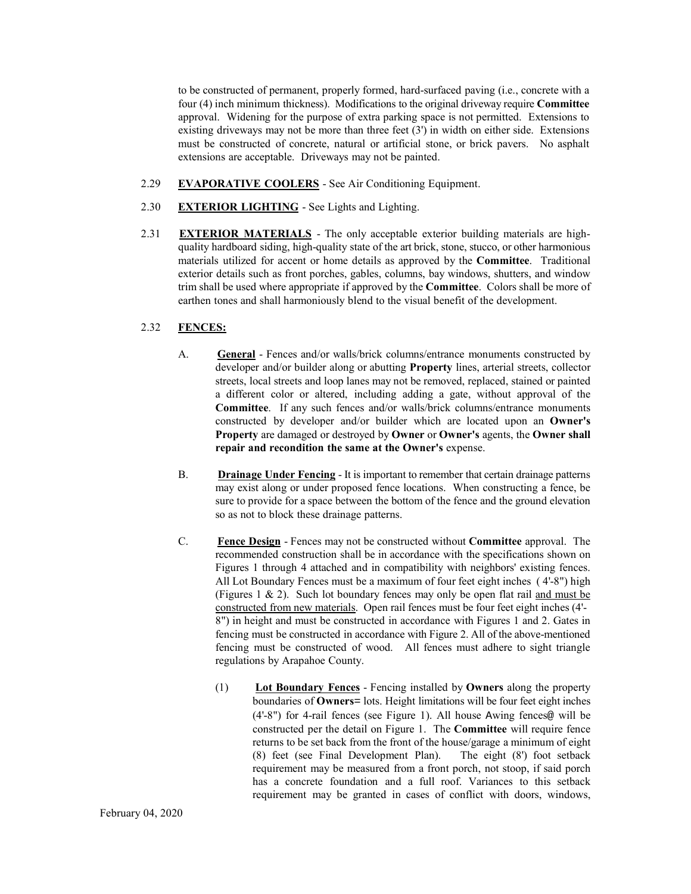to be constructed of permanent, properly formed, hard-surfaced paving (i.e., concrete with a four (4) inch minimum thickness). Modifications to the original driveway require **Committee** approval. Widening for the purpose of extra parking space is not permitted. Extensions to existing driveways may not be more than three feet (3') in width on either side. Extensions must be constructed of concrete, natural or artificial stone, or brick pavers. No asphalt extensions are acceptable. Driveways may not be painted.

2.29 **EVAPORATIVE COOLERS** - See Air Conditioning Equipment.

2.30 **EXTERIOR LIGHTING** - See Lights and Lighting.

2.31 **EXTERIOR MATERIALS** - The only acceptable exterior building materials are high-quality hardboard siding, high-quality state of the art brick, stone, stucco, or other harmonious materials utilized for accent or home details as approved by the **Committee**. Traditional exterior details such as front porches, gables, columns, bay windows, shutters, and window trim shall be used where appropriate if approved by the **Committee**. Colors shall be more of earthen tones and shall harmoniously blend to the visual benefit of the development.

2.32 **FENCES:**

A. **General** - Fences and/or walls/brick columns/entrance monuments constructed by developer and/or builder along or abutting **Property** lines, arterial streets, collector streets, local streets and loop lanes may not be removed, replaced, stained or painted a different color or altered, including adding a gate, without approval of the **Committee**. If any such fences and/or walls/brick columns/entrance monuments constructed by developer and/or builder which are located upon an **Owner's Property** are damaged or destroyed by **Owner** or **Owner's** agents, the **Owner shall repair and recondition the same at the Owner's** expense.

B. **Drainage Under Fencing** - It is important to remember that certain drainage patterns may exist along or under proposed fence locations. When constructing a fence, be sure to provide for a space between the bottom of the fence and the ground elevation so as not to block these drainage patterns.

C. **Fence Design** - Fences may not be constructed without **Committee** approval. The recommended construction shall be in accordance with the specifications shown on Figures 1 through 4 attached and in compatibility with neighbors' existing fences. All Lot Boundary Fences must be a maximum of four feet eight inches ( 4'-8") high (Figures 1 & 2). Such lot boundary fences may only be open flat rail <u>and must be constructed from new materials</u>. Open rail fences must be four feet eight inches (4'-8") in height and must be constructed in accordance with Figures 1 and 2. Gates in fencing must be constructed in accordance with Figure 2. All of the above-mentioned fencing must be constructed of wood. All fences must adhere to sight triangle regulations by Arapahoe County.

(1) **Lot Boundary Fences** - Fencing installed by **Owners** along the property boundaries of **Owners=** lots. Height limitations will be four feet eight inches (4'-8") for 4-rail fences (see Figure 1). All house Awing fences@ will be constructed per the detail on Figure 1. The **Committee** will require fence returns to be set back from the front of the house/garage a minimum of eight (8) feet (see Final Development Plan). The eight (8') foot setback requirement may be measured from a front porch, not stoop, if said porch has a concrete foundation and a full roof. Variances to this setback requirement may be granted in cases of conflict with doors, windows,

February 04, 2020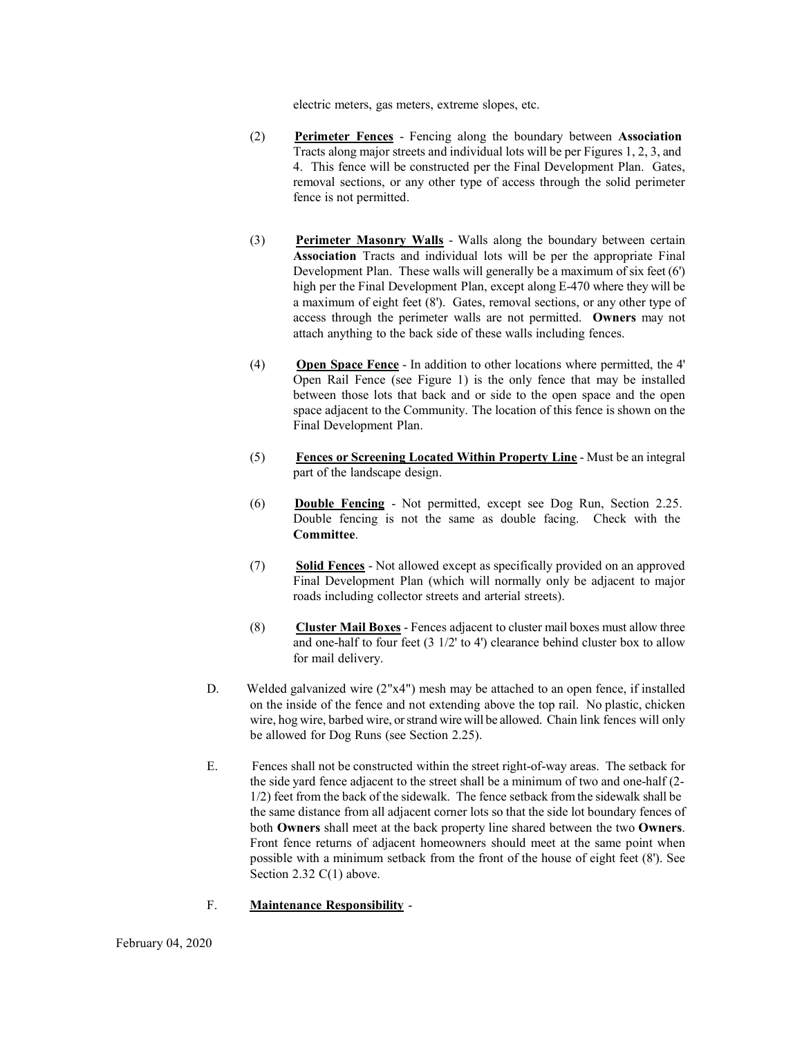electric meters, gas meters, extreme slopes, etc.

(2) **Perimeter Fences** - Fencing along the boundary between **Association** Tracts along major streets and individual lots will be per Figures 1, 2, 3, and 4. This fence will be constructed per the Final Development Plan. Gates, removal sections, or any other type of access through the solid perimeter fence is not permitted.

(3) **Perimeter Masonry Walls** - Walls along the boundary between certain **Association** Tracts and individual lots will be per the appropriate Final Development Plan. These walls will generally be a maximum of six feet (6') high per the Final Development Plan, except along E-470 where they will be a maximum of eight feet (8'). Gates, removal sections, or any other type of access through the perimeter walls are not permitted. **Owners** may not attach anything to the back side of these walls including fences.

(4) **Open Space Fence** - In addition to other locations where permitted, the 4' Open Rail Fence (see Figure 1) is the only fence that may be installed between those lots that back and or side to the open space and the open space adjacent to the Community. The location of this fence is shown on the Final Development Plan.

(5) **Fences or Screening Located Within Property Line** - Must be an integral part of the landscape design.

(6) **Double Fencing** - Not permitted, except see Dog Run, Section 2.25. Double fencing is not the same as double facing. Check with the **Committee**.

(7) **Solid Fences** - Not allowed except as specifically provided on an approved Final Development Plan (which will normally only be adjacent to major roads including collector streets and arterial streets).

(8) **Cluster Mail Boxes** - Fences adjacent to cluster mail boxes must allow three and one-half to four feet (3 1/2' to 4') clearance behind cluster box to allow for mail delivery.

D. Welded galvanized wire (2"x4") mesh may be attached to an open fence, if installed on the inside of the fence and not extending above the top rail. No plastic, chicken wire, hog wire, barbed wire, or strand wire will be allowed. Chain link fences will only be allowed for Dog Runs (see Section 2.25).

E. Fences shall not be constructed within the street right-of-way areas. The setback for the side yard fence adjacent to the street shall be a minimum of two and one-half (2-1/2) feet from the back of the sidewalk. The fence setback from the sidewalk shall be the same distance from all adjacent corner lots so that the side lot boundary fences of both **Owners** shall meet at the back property line shared between the two **Owners**. Front fence returns of adjacent homeowners should meet at the same point when possible with a minimum setback from the front of the house of eight feet (8'). See Section 2.32 C(1) above.

F. **Maintenance Responsibility** -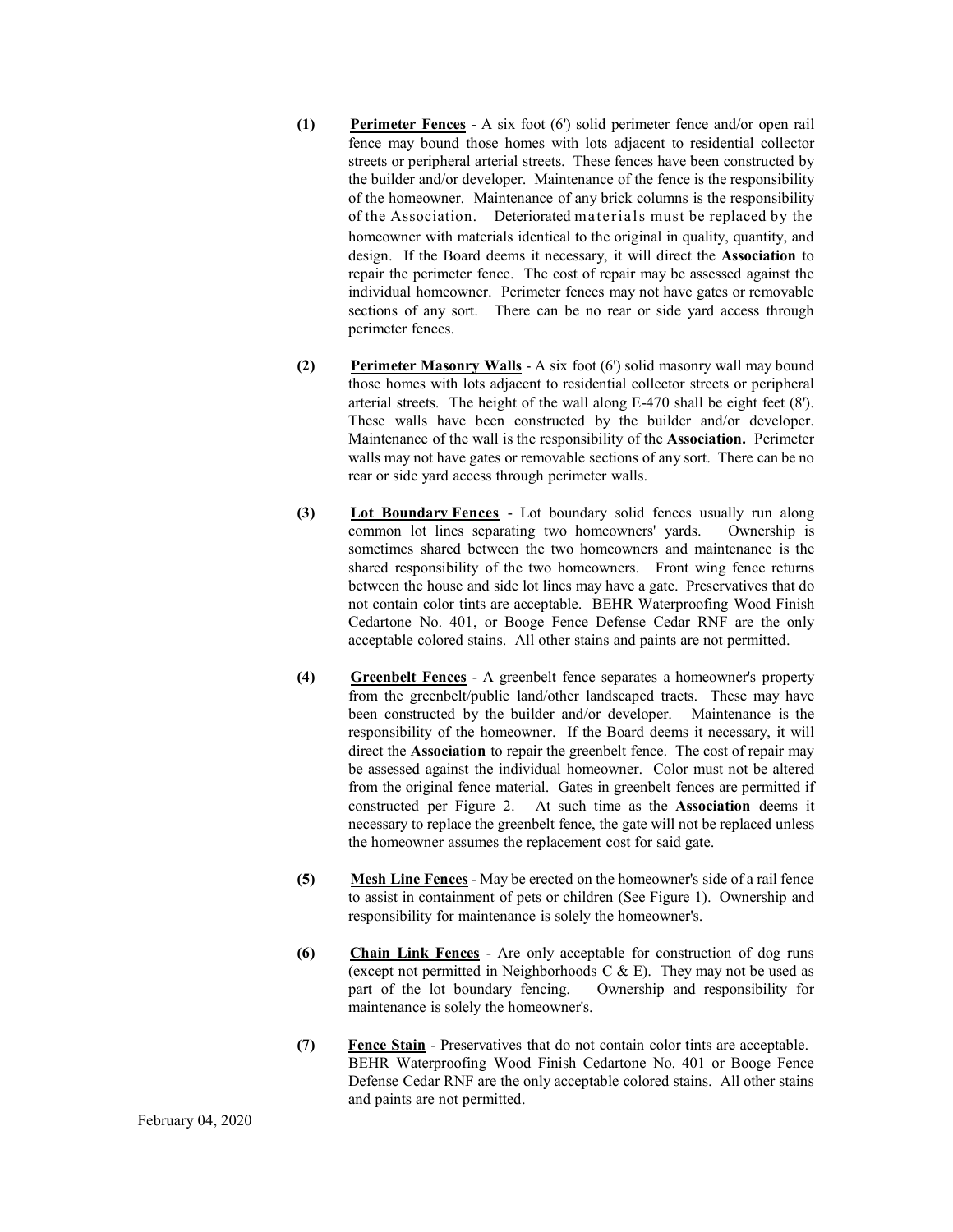**(1)** **Perimeter Fences** - A six foot (6') solid perimeter fence and/or open rail fence may bound those homes with lots adjacent to residential collector streets or peripheral arterial streets. These fences have been constructed by the builder and/or developer. Maintenance of the fence is the responsibility of the homeowner. Maintenance of any brick columns is the responsibility of the Association. Deteriorated materials must be replaced by the homeowner with materials identical to the original in quality, quantity, and design. If the Board deems it necessary, it will direct the **Association** to repair the perimeter fence. The cost of repair may be assessed against the individual homeowner. Perimeter fences may not have gates or removable sections of any sort. There can be no rear or side yard access through perimeter fences.

**(2)** **Perimeter Masonry Walls** - A six foot (6') solid masonry wall may bound those homes with lots adjacent to residential collector streets or peripheral arterial streets. The height of the wall along E-470 shall be eight feet (8'). These walls have been constructed by the builder and/or developer. Maintenance of the wall is the responsibility of the **Association.** Perimeter walls may not have gates or removable sections of any sort. There can be no rear or side yard access through perimeter walls.

**(3)** **Lot Boundary Fences** - Lot boundary solid fences usually run along common lot lines separating two homeowners' yards. Ownership is sometimes shared between the two homeowners and maintenance is the shared responsibility of the two homeowners. Front wing fence returns between the house and side lot lines may have a gate. Preservatives that do not contain color tints are acceptable. BEHR Waterproofing Wood Finish Cedartone No. 401, or Booge Fence Defense Cedar RNF are the only acceptable colored stains. All other stains and paints are not permitted.

**(4)** **Greenbelt Fences** - A greenbelt fence separates a homeowner's property from the greenbelt/public land/other landscaped tracts. These may have been constructed by the builder and/or developer. Maintenance is the responsibility of the homeowner. If the Board deems it necessary, it will direct the **Association** to repair the greenbelt fence. The cost of repair may be assessed against the individual homeowner. Color must not be altered from the original fence material. Gates in greenbelt fences are permitted if constructed per Figure 2. At such time as the **Association** deems it necessary to replace the greenbelt fence, the gate will not be replaced unless the homeowner assumes the replacement cost for said gate.

**(5)** **Mesh Line Fences** - May be erected on the homeowner's side of a rail fence to assist in containment of pets or children (See Figure 1). Ownership and responsibility for maintenance is solely the homeowner's.

**(6)** **Chain Link Fences** - Are only acceptable for construction of dog runs (except not permitted in Neighborhoods C & E). They may not be used as part of the lot boundary fencing. Ownership and responsibility for maintenance is solely the homeowner's.

**(7)** **Fence Stain** - Preservatives that do not contain color tints are acceptable. BEHR Waterproofing Wood Finish Cedartone No. 401 or Booge Fence Defense Cedar RNF are the only acceptable colored stains. All other stains and paints are not permitted.

February 04, 2020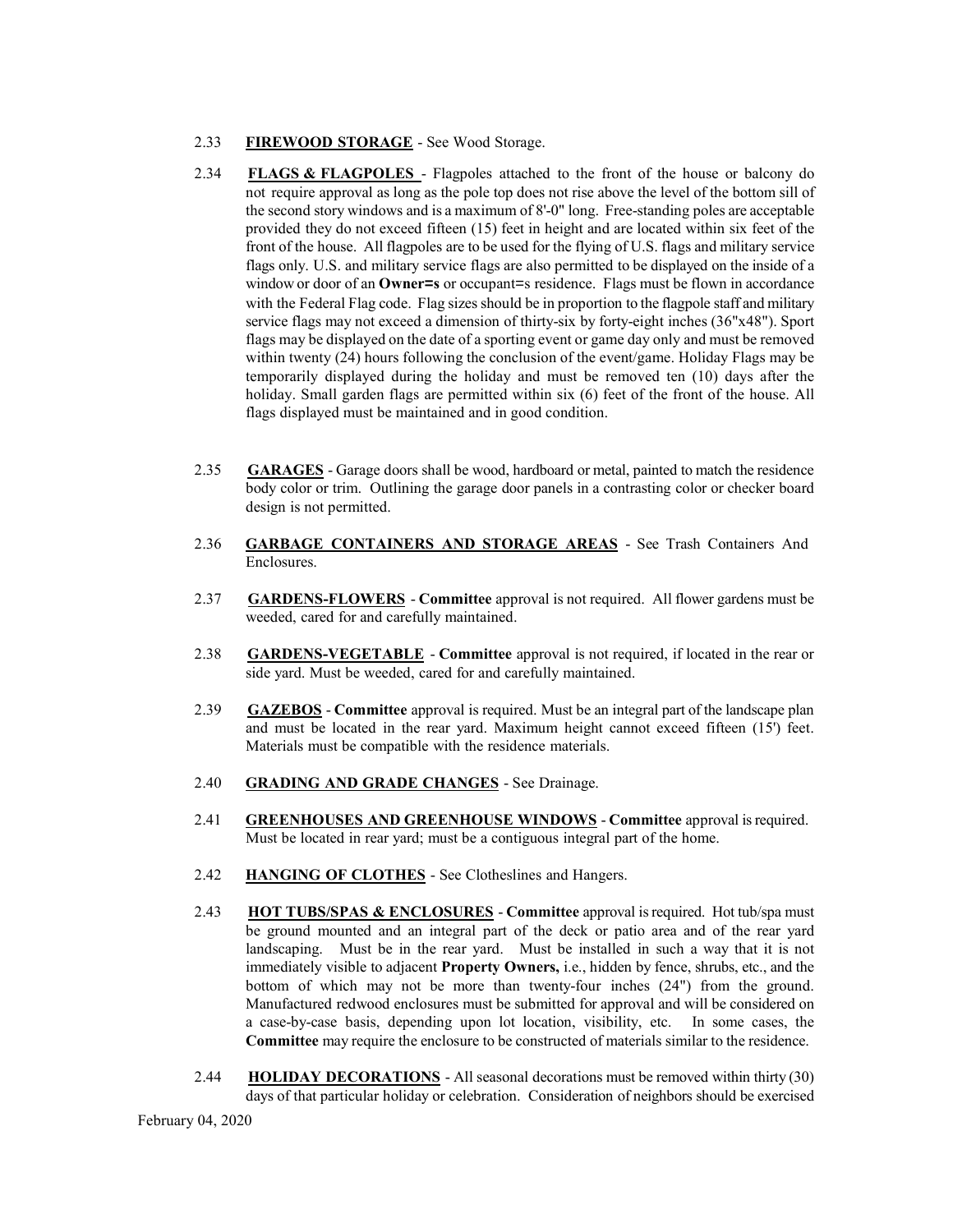2.33 **FIREWOOD STORAGE** - See Wood Storage.

2.34 **FLAGS & FLAGPOLES** - Flagpoles attached to the front of the house or balcony do not require approval as long as the pole top does not rise above the level of the bottom sill of the second story windows and is a maximum of 8'-0" long. Free-standing poles are acceptable provided they do not exceed fifteen (15) feet in height and are located within six feet of the front of the house. All flagpoles are to be used for the flying of U.S. flags and military service flags only. U.S. and military service flags are also permitted to be displayed on the inside of a window or door of an **Owner=s** or occupant=s residence. Flags must be flown in accordance with the Federal Flag code. Flag sizes should be in proportion to the flagpole staff and military service flags may not exceed a dimension of thirty-six by forty-eight inches (36"x48"). Sport flags may be displayed on the date of a sporting event or game day only and must be removed within twenty (24) hours following the conclusion of the event/game. Holiday Flags may be temporarily displayed during the holiday and must be removed ten (10) days after the holiday. Small garden flags are permitted within six (6) feet of the front of the house. All flags displayed must be maintained and in good condition.

2.35 **GARAGES** - Garage doors shall be wood, hardboard or metal, painted to match the residence body color or trim. Outlining the garage door panels in a contrasting color or checker board design is not permitted.

2.36 **GARBAGE CONTAINERS AND STORAGE AREAS** - See Trash Containers And Enclosures.

2.37 **GARDENS-FLOWERS** - **Committee** approval is not required. All flower gardens must be weeded, cared for and carefully maintained.

2.38 **GARDENS-VEGETABLE** - **Committee** approval is not required, if located in the rear or side yard. Must be weeded, cared for and carefully maintained.

2.39 **GAZEBOS** - **Committee** approval is required. Must be an integral part of the landscape plan and must be located in the rear yard. Maximum height cannot exceed fifteen (15') feet. Materials must be compatible with the residence materials.

2.40 **GRADING AND GRADE CHANGES** - See Drainage.

2.41 **GREENHOUSES AND GREENHOUSE WINDOWS** - **Committee** approval is required. Must be located in rear yard; must be a contiguous integral part of the home.

2.42 **HANGING OF CLOTHES** - See Clotheslines and Hangers.

2.43 **HOT TUBS/SPAS & ENCLOSURES** - **Committee** approval is required. Hot tub/spa must be ground mounted and an integral part of the deck or patio area and of the rear yard landscaping. Must be in the rear yard. Must be installed in such a way that it is not immediately visible to adjacent **Property Owners,** i.e., hidden by fence, shrubs, etc., and the bottom of which may not be more than twenty-four inches (24") from the ground. Manufactured redwood enclosures must be submitted for approval and will be considered on a case-by-case basis, depending upon lot location, visibility, etc. In some cases, the **Committee** may require the enclosure to be constructed of materials similar to the residence.

2.44 **HOLIDAY DECORATIONS** - All seasonal decorations must be removed within thirty (30) days of that particular holiday or celebration. Consideration of neighbors should be exercised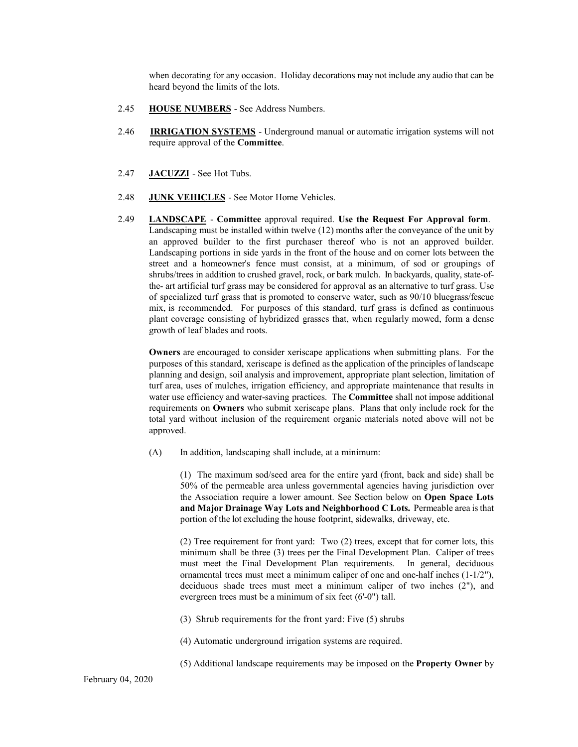when decorating for any occasion. Holiday decorations may not include any audio that can be heard beyond the limits of the lots.

2.45 **HOUSE NUMBERS** - See Address Numbers.

2.46 **IRRIGATION SYSTEMS** - Underground manual or automatic irrigation systems will not require approval of the **Committee**.

2.47 **JACUZZI** - See Hot Tubs.

2.48 **JUNK VEHICLES** - See Motor Home Vehicles.

2.49 **LANDSCAPE** - **Committee** approval required. **Use the Request For Approval form**. Landscaping must be installed within twelve (12) months after the conveyance of the unit by an approved builder to the first purchaser thereof who is not an approved builder. Landscaping portions in side yards in the front of the house and on corner lots between the street and a homeowner's fence must consist, at a minimum, of sod or groupings of shrubs/trees in addition to crushed gravel, rock, or bark mulch. In backyards, quality, state-of-the- art artificial turf grass may be considered for approval as an alternative to turf grass. Use of specialized turf grass that is promoted to conserve water, such as 90/10 bluegrass/fescue mix, is recommended. For purposes of this standard, turf grass is defined as continuous plant coverage consisting of hybridized grasses that, when regularly mowed, form a dense growth of leaf blades and roots.

**Owners** are encouraged to consider xeriscape applications when submitting plans. For the purposes of this standard, xeriscape is defined as the application of the principles of landscape planning and design, soil analysis and improvement, appropriate plant selection, limitation of turf area, uses of mulches, irrigation efficiency, and appropriate maintenance that results in water use efficiency and water-saving practices. The **Committee** shall not impose additional requirements on **Owners** who submit xeriscape plans. Plans that only include rock for the total yard without inclusion of the requirement organic materials noted above will not be approved.

(A) In addition, landscaping shall include, at a minimum:

(1) The maximum sod/seed area for the entire yard (front, back and side) shall be 50% of the permeable area unless governmental agencies having jurisdiction over the Association require a lower amount. See Section below on **Open Space Lots and Major Drainage Way Lots and Neighborhood C Lots.** Permeable area is that portion of the lot excluding the house footprint, sidewalks, driveway, etc.

(2) Tree requirement for front yard: Two (2) trees, except that for corner lots, this minimum shall be three (3) trees per the Final Development Plan. Caliper of trees must meet the Final Development Plan requirements. In general, deciduous ornamental trees must meet a minimum caliper of one and one-half inches (1-1/2"), deciduous shade trees must meet a minimum caliper of two inches (2"), and evergreen trees must be a minimum of six feet (6'-0") tall.

(3) Shrub requirements for the front yard: Five (5) shrubs

(4) Automatic underground irrigation systems are required.

(5) Additional landscape requirements may be imposed on the **Property Owner** by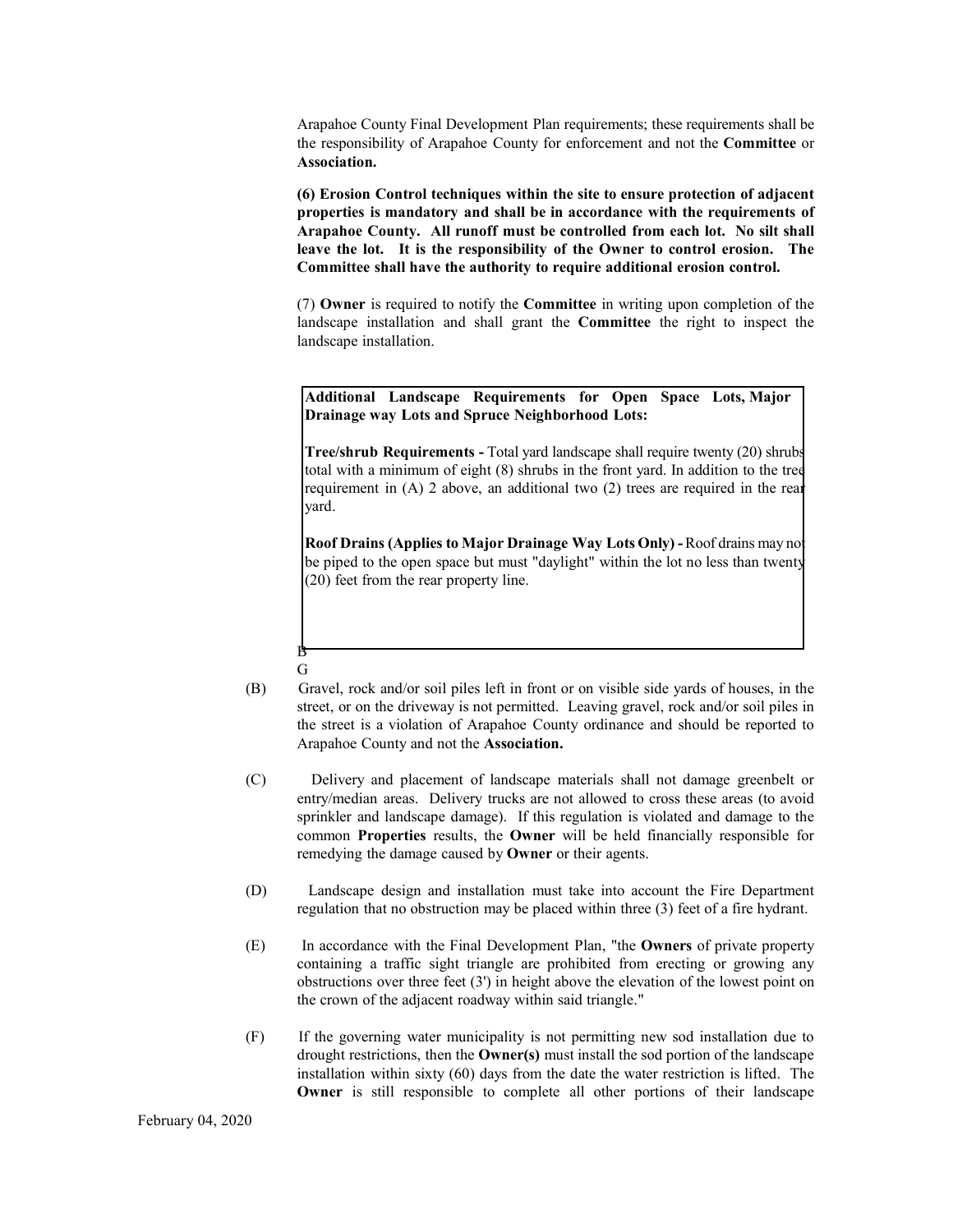Arapahoe County Final Development Plan requirements; these requirements shall be the responsibility of Arapahoe County for enforcement and not the **Committee** or **Association.**

**(6) Erosion Control techniques within the site to ensure protection of adjacent properties is mandatory and shall be in accordance with the requirements of Arapahoe County. All runoff must be controlled from each lot. No silt shall leave the lot. It is the responsibility of the Owner to control erosion. The Committee shall have the authority to require additional erosion control.**

(7) **Owner** is required to notify the **Committee** in writing upon completion of the landscape installation and shall grant the **Committee** the right to inspect the landscape installation.

**Additional Landscape Requirements for Open Space Lots, Major Drainage way Lots and Spruce Neighborhood Lots:**

**Tree/shrub Requirements -** Total yard landscape shall require twenty (20) shrubs total with a minimum of eight (8) shrubs in the front yard. In addition to the tree requirement in (A) 2 above, an additional two (2) trees are required in the rear yard.

**Roof Drains (Applies to Major Drainage Way Lots Only) -** Roof drains may not be piped to the open space but must "daylight" within the lot no less than twenty (20) feet from the rear property line.

B
G

(B) Gravel, rock and/or soil piles left in front or on visible side yards of houses, in the street, or on the driveway is not permitted. Leaving gravel, rock and/or soil piles in the street is a violation of Arapahoe County ordinance and should be reported to Arapahoe County and not the **Association.**

(C) Delivery and placement of landscape materials shall not damage greenbelt or entry/median areas. Delivery trucks are not allowed to cross these areas (to avoid sprinkler and landscape damage). If this regulation is violated and damage to the common **Properties** results, the **Owner** will be held financially responsible for remedying the damage caused by **Owner** or their agents.

(D) Landscape design and installation must take into account the Fire Department regulation that no obstruction may be placed within three (3) feet of a fire hydrant.

(E) In accordance with the Final Development Plan, "the **Owners** of private property containing a traffic sight triangle are prohibited from erecting or growing any obstructions over three feet (3') in height above the elevation of the lowest point on the crown of the adjacent roadway within said triangle."

(F) If the governing water municipality is not permitting new sod installation due to drought restrictions, then the **Owner(s)** must install the sod portion of the landscape installation within sixty (60) days from the date the water restriction is lifted. The **Owner** is still responsible to complete all other portions of their landscape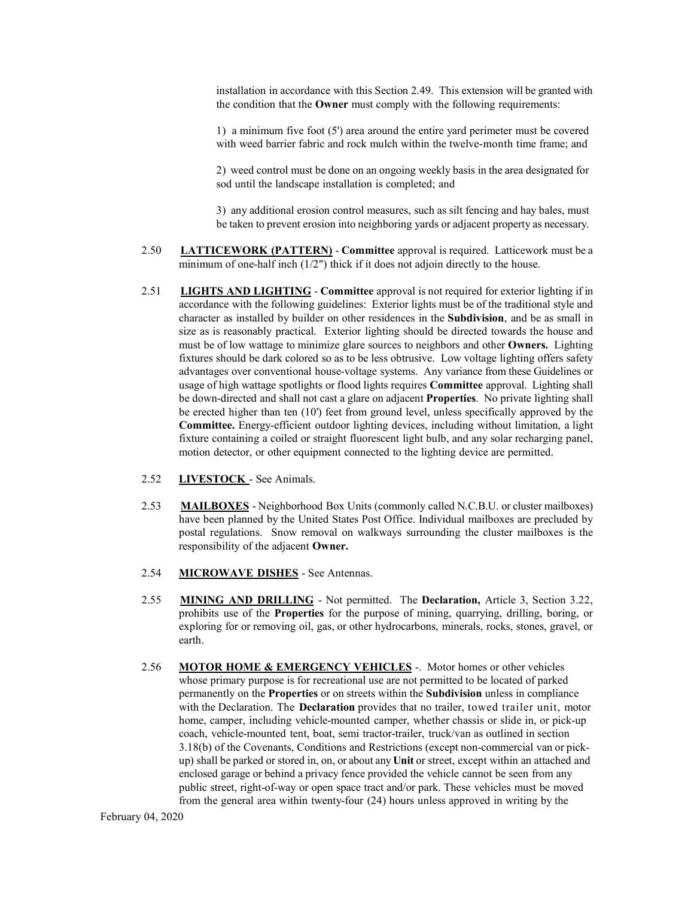installation in accordance with this Section 2.49. This extension will be granted with the condition that the **Owner** must comply with the following requirements:

1) a minimum five foot (5') area around the entire yard perimeter must be covered with weed barrier fabric and rock mulch within the twelve-month time frame; and

2) weed control must be done on an ongoing weekly basis in the area designated for sod until the landscape installation is completed; and

3) any additional erosion control measures, such as silt fencing and hay bales, must be taken to prevent erosion into neighboring yards or adjacent property as necessary.

2.50 **LATTICEWORK (PATTERN)** - **Committee** approval is required. Latticework must be a minimum of one-half inch (1/2") thick if it does not adjoin directly to the house.

2.51 **LIGHTS AND LIGHTING** - **Committee** approval is not required for exterior lighting if in accordance with the following guidelines: Exterior lights must be of the traditional style and character as installed by builder on other residences in the **Subdivision**, and be as small in size as is reasonably practical. Exterior lighting should be directed towards the house and must be of low wattage to minimize glare sources to neighbors and other **Owners.** Lighting fixtures should be dark colored so as to be less obtrusive. Low voltage lighting offers safety advantages over conventional house-voltage systems. Any variance from these Guidelines or usage of high wattage spotlights or flood lights requires **Committee** approval. Lighting shall be down-directed and shall not cast a glare on adjacent **Properties**. No private lighting shall be erected higher than ten (10') feet from ground level, unless specifically approved by the **Committee.** Energy-efficient outdoor lighting devices, including without limitation, a light fixture containing a coiled or straight fluorescent light bulb, and any solar recharging panel, motion detector, or other equipment connected to the lighting device are permitted.

2.52 **LIVESTOCK** - See Animals.

2.53 **MAILBOXES** - Neighborhood Box Units (commonly called N.C.B.U. or cluster mailboxes) have been planned by the United States Post Office. Individual mailboxes are precluded by postal regulations. Snow removal on walkways surrounding the cluster mailboxes is the responsibility of the adjacent **Owner.**

2.54 **MICROWAVE DISHES** - See Antennas.

2.55 **MINING AND DRILLING** - Not permitted. The **Declaration,** Article 3, Section 3.22, prohibits use of the **Properties** for the purpose of mining, quarrying, drilling, boring, or exploring for or removing oil, gas, or other hydrocarbons, minerals, rocks, stones, gravel, or earth.

2.56 **MOTOR HOME & EMERGENCY VEHICLES** -. Motor homes or other vehicles whose primary purpose is for recreational use are not permitted to be located of parked permanently on the **Properties** or on streets within the **Subdivision** unless in compliance with the Declaration. The **Declaration** provides that no trailer, towed trailer unit, motor home, camper, including vehicle-mounted camper, whether chassis or slide in, or pick-up coach, vehicle-mounted tent, boat, semi tractor-trailer, truck/van as outlined in section 3.18(b) of the Covenants, Conditions and Restrictions (except non-commercial van or pick-up) shall be parked or stored in, on, or about any **Unit** or street, except within an attached and enclosed garage or behind a privacy fence provided the vehicle cannot be seen from any public street, right-of-way or open space tract and/or park. These vehicles must be moved from the general area within twenty-four (24) hours unless approved in writing by the

February 04, 2020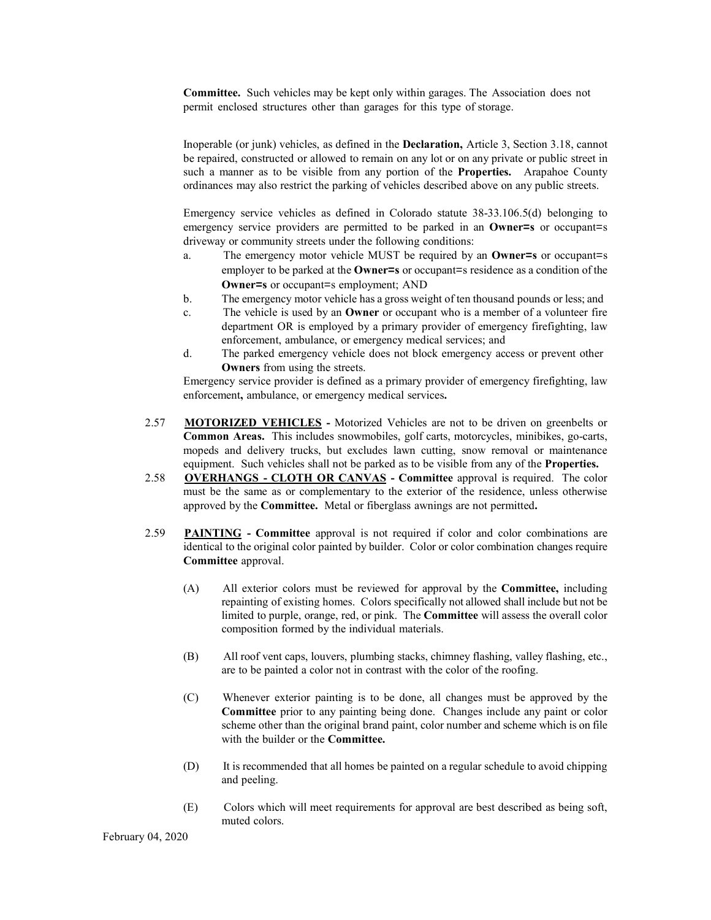**Committee.** Such vehicles may be kept only within garages. The Association does not permit enclosed structures other than garages for this type of storage.

Inoperable (or junk) vehicles, as defined in the **Declaration,** Article 3, Section 3.18, cannot be repaired, constructed or allowed to remain on any lot or on any private or public street in such a manner as to be visible from any portion of the **Properties.** Arapahoe County ordinances may also restrict the parking of vehicles described above on any public streets.

Emergency service vehicles as defined in Colorado statute 38-33.106.5(d) belonging to emergency service providers are permitted to be parked in an **Owner=s** or occupant=s driveway or community streets under the following conditions:

a. The emergency motor vehicle MUST be required by an **Owner=s** or occupant=s employer to be parked at the **Owner=s** or occupant=s residence as a condition of the **Owner=s** or occupant=s employment; AND
b. The emergency motor vehicle has a gross weight of ten thousand pounds or less; and
c. The vehicle is used by an **Owner** or occupant who is a member of a volunteer fire department OR is employed by a primary provider of emergency firefighting, law enforcement, ambulance, or emergency medical services; and
d. The parked emergency vehicle does not block emergency access or prevent other **Owners** from using the streets.

Emergency service provider is defined as a primary provider of emergency firefighting, law enforcement**,** ambulance, or emergency medical services**.**

2.57 **MOTORIZED VEHICLES -** Motorized Vehicles are not to be driven on greenbelts or **Common Areas.** This includes snowmobiles, golf carts, motorcycles, minibikes, go-carts, mopeds and delivery trucks, but excludes lawn cutting, snow removal or maintenance equipment. Such vehicles shall not be parked as to be visible from any of the **Properties.**

2.58 **OVERHANGS - CLOTH OR CANVAS - Committee** approval is required. The color must be the same as or complementary to the exterior of the residence, unless otherwise approved by the **Committee.** Metal or fiberglass awnings are not permitted**.**

2.59 **PAINTING - Committee** approval is not required if color and color combinations are identical to the original color painted by builder. Color or color combination changes require **Committee** approval.

(A) All exterior colors must be reviewed for approval by the **Committee,** including repainting of existing homes. Colors specifically not allowed shall include but not be limited to purple, orange, red, or pink. The **Committee** will assess the overall color composition formed by the individual materials.

(B) All roof vent caps, louvers, plumbing stacks, chimney flashing, valley flashing, etc., are to be painted a color not in contrast with the color of the roofing.

(C) Whenever exterior painting is to be done, all changes must be approved by the **Committee** prior to any painting being done. Changes include any paint or color scheme other than the original brand paint, color number and scheme which is on file with the builder or the **Committee.**

(D) It is recommended that all homes be painted on a regular schedule to avoid chipping and peeling.

(E) Colors which will meet requirements for approval are best described as being soft, muted colors.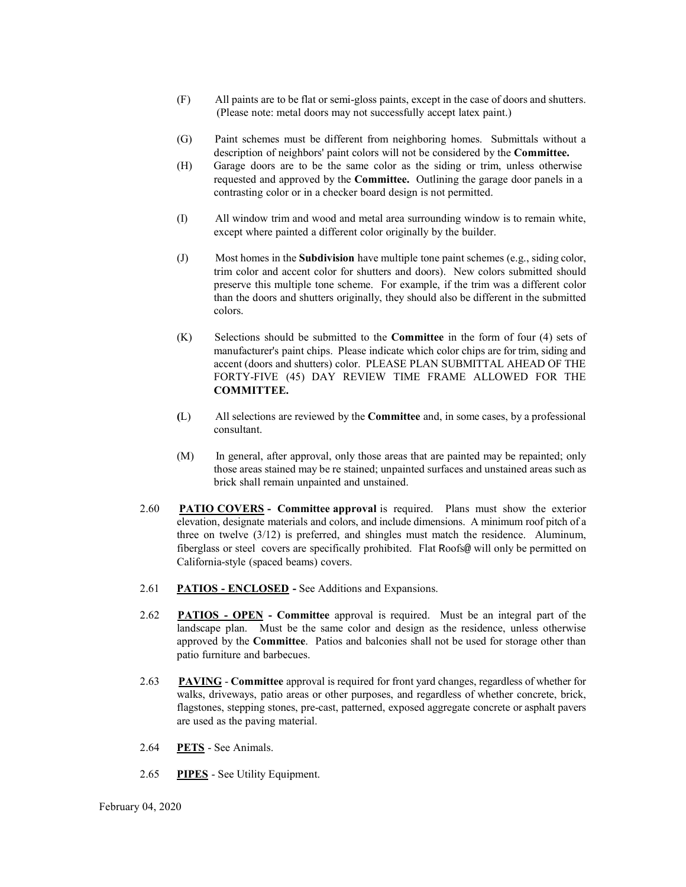(F) All paints are to be flat or semi-gloss paints, except in the case of doors and shutters. (Please note: metal doors may not successfully accept latex paint.)

(G) Paint schemes must be different from neighboring homes. Submittals without a description of neighbors' paint colors will not be considered by the **Committee.**

(H) Garage doors are to be the same color as the siding or trim, unless otherwise requested and approved by the **Committee.** Outlining the garage door panels in a contrasting color or in a checker board design is not permitted.

(I) All window trim and wood and metal area surrounding window is to remain white, except where painted a different color originally by the builder.

(J) Most homes in the **Subdivision** have multiple tone paint schemes (e.g., siding color, trim color and accent color for shutters and doors). New colors submitted should preserve this multiple tone scheme. For example, if the trim was a different color than the doors and shutters originally, they should also be different in the submitted colors.

(K) Selections should be submitted to the **Committee** in the form of four (4) sets of manufacturer's paint chips. Please indicate which color chips are for trim, siding and accent (doors and shutters) color. PLEASE PLAN SUBMITTAL AHEAD OF THE FORTY-FIVE (45) DAY REVIEW TIME FRAME ALLOWED FOR THE **COMMITTEE.**

(L) All selections are reviewed by the **Committee** and, in some cases, by a professional consultant.

(M) In general, after approval, only those areas that are painted may be repainted; only those areas stained may be re stained; unpainted surfaces and unstained areas such as brick shall remain unpainted and unstained.

2.60 **PATIO COVERS - Committee approval** is required. Plans must show the exterior elevation, designate materials and colors, and include dimensions. A minimum roof pitch of a three on twelve (3/12) is preferred, and shingles must match the residence. Aluminum, fiberglass or steel covers are specifically prohibited. Flat Roofs@ will only be permitted on California-style (spaced beams) covers.

2.61 **PATIOS - ENCLOSED -** See Additions and Expansions.

2.62 **PATIOS - OPEN - Committee** approval is required. Must be an integral part of the landscape plan. Must be the same color and design as the residence, unless otherwise approved by the **Committee**. Patios and balconies shall not be used for storage other than patio furniture and barbecues.

2.63 **PAVING** - **Committee** approval is required for front yard changes, regardless of whether for walks, driveways, patio areas or other purposes, and regardless of whether concrete, brick, flagstones, stepping stones, pre-cast, patterned, exposed aggregate concrete or asphalt pavers are used as the paving material.

2.64 **PETS** - See Animals.

2.65 **PIPES** - See Utility Equipment.

February 04, 2020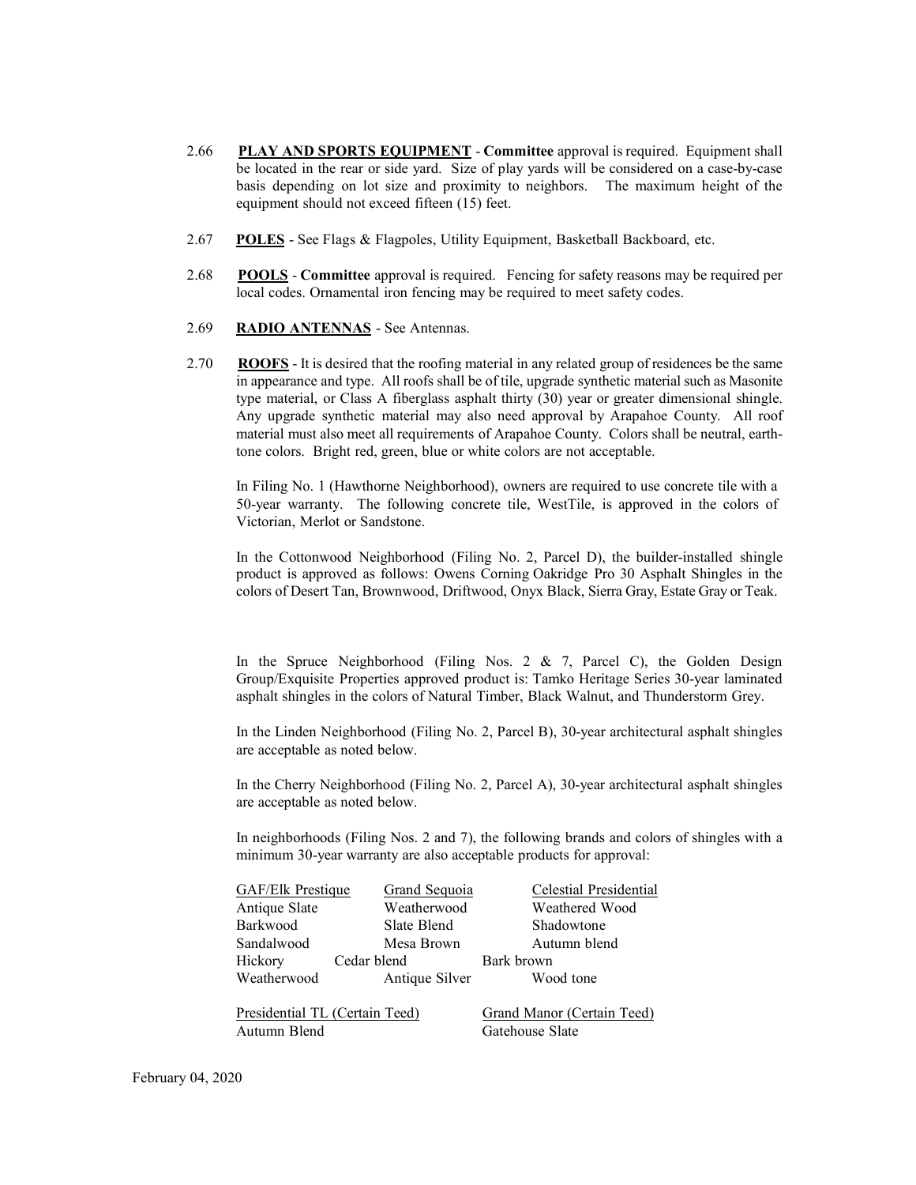2.66 **PLAY AND SPORTS EQUIPMENT** - **Committee** approval is required. Equipment shall be located in the rear or side yard. Size of play yards will be considered on a case-by-case basis depending on lot size and proximity to neighbors. The maximum height of the equipment should not exceed fifteen (15) feet.

2.67 **POLES** - See Flags & Flagpoles, Utility Equipment, Basketball Backboard, etc.

2.68 **POOLS** - **Committee** approval is required. Fencing for safety reasons may be required per local codes. Ornamental iron fencing may be required to meet safety codes.

2.69 **RADIO ANTENNAS** - See Antennas.

2.70 **ROOFS** - It is desired that the roofing material in any related group of residences be the same in appearance and type. All roofs shall be of tile, upgrade synthetic material such as Masonite type material, or Class A fiberglass asphalt thirty (30) year or greater dimensional shingle. Any upgrade synthetic material may also need approval by Arapahoe County. All roof material must also meet all requirements of Arapahoe County. Colors shall be neutral, earth-tone colors. Bright red, green, blue or white colors are not acceptable.

In Filing No. 1 (Hawthorne Neighborhood), owners are required to use concrete tile with a 50-year warranty. The following concrete tile, WestTile, is approved in the colors of Victorian, Merlot or Sandstone.

In the Cottonwood Neighborhood (Filing No. 2, Parcel D), the builder-installed shingle product is approved as follows: Owens Corning Oakridge Pro 30 Asphalt Shingles in the colors of Desert Tan, Brownwood, Driftwood, Onyx Black, Sierra Gray, Estate Gray or Teak.

In the Spruce Neighborhood (Filing Nos. 2 & 7, Parcel C), the Golden Design Group/Exquisite Properties approved product is: Tamko Heritage Series 30-year laminated asphalt shingles in the colors of Natural Timber, Black Walnut, and Thunderstorm Grey.

In the Linden Neighborhood (Filing No. 2, Parcel B), 30-year architectural asphalt shingles are acceptable as noted below.

In the Cherry Neighborhood (Filing No. 2, Parcel A), 30-year architectural asphalt shingles are acceptable as noted below.

In neighborhoods (Filing Nos. 2 and 7), the following brands and colors of shingles with a minimum 30-year warranty are also acceptable products for approval:

| GAF/Elk Prestique | Grand Sequoia | Celestial Presidential |
|---|---|---|
| Antique Slate | Weatherwood | Weathered Wood |
| Barkwood | Slate Blend | Shadowtone |
| Sandalwood | Mesa Brown | Autumn blend |
| Hickory | Cedar blend | Bark brown |
| Weatherwood | Antique Silver | Wood tone |

| Presidential TL (Certain Teed) | Grand Manor (Certain Teed) |
|---|---|
| Autumn Blend | Gatehouse Slate |

February 04, 2020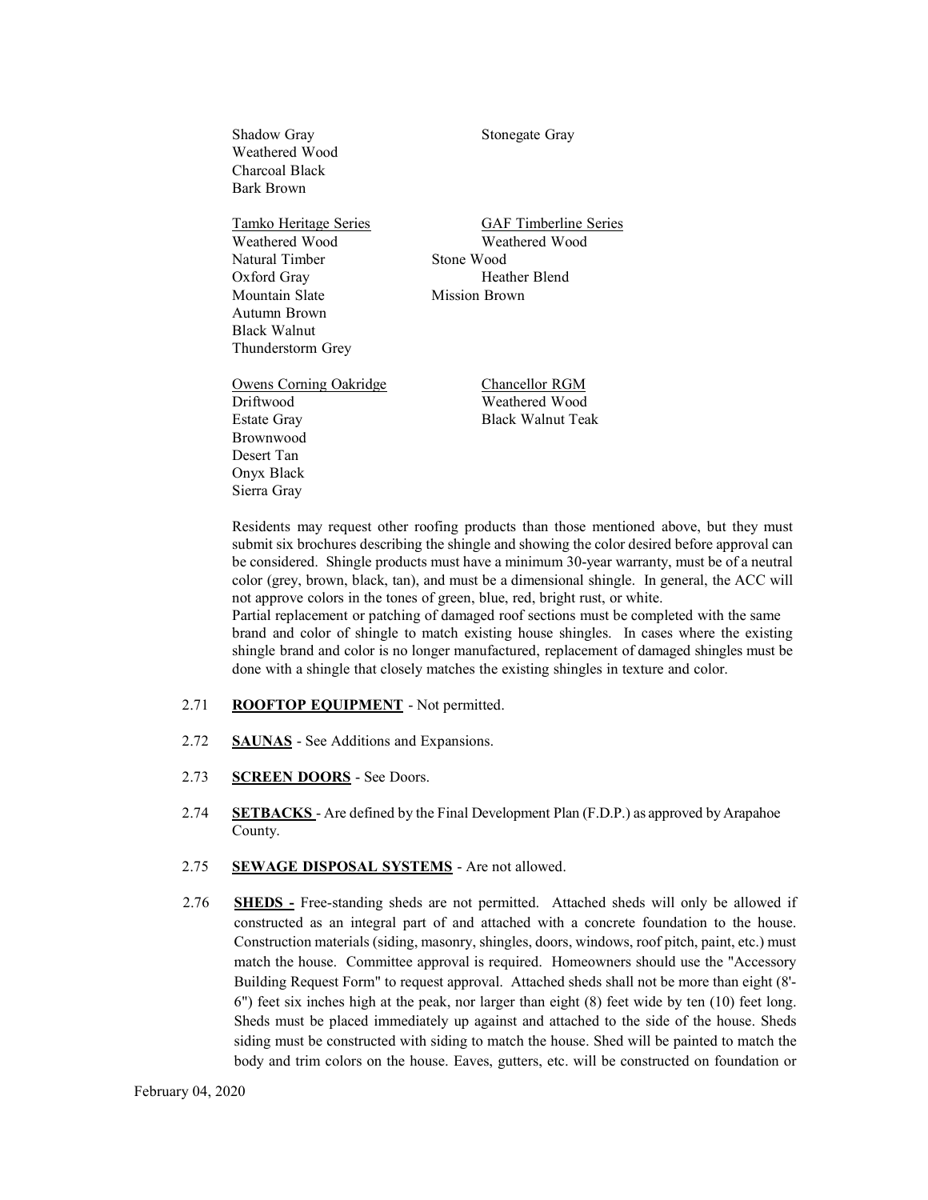Shadow Gray
Weathered Wood
Charcoal Black
Bark Brown

Stonegate Gray

<u>Tamko Heritage Series</u>
Weathered Wood
Natural Timber
Oxford Gray
Mountain Slate
Autumn Brown
Black Walnut
Thunderstorm Grey

<u>GAF Timberline Series</u>
Weathered Wood
Stone Wood
Heather Blend
Mission Brown

<u>Owens Corning Oakridge</u>
Driftwood
Estate Gray
Brownwood
Desert Tan
Onyx Black
Sierra Gray

<u>Chancellor RGM</u>
Weathered Wood
Black Walnut Teak

Residents may request other roofing products than those mentioned above, but they must submit six brochures describing the shingle and showing the color desired before approval can be considered. Shingle products must have a minimum 30-year warranty, must be of a neutral color (grey, brown, black, tan), and must be a dimensional shingle. In general, the ACC will not approve colors in the tones of green, blue, red, bright rust, or white.
Partial replacement or patching of damaged roof sections must be completed with the same brand and color of shingle to match existing house shingles. In cases where the existing shingle brand and color is no longer manufactured, replacement of damaged shingles must be done with a shingle that closely matches the existing shingles in texture and color.

2.71 **ROOFTOP EQUIPMENT** - Not permitted.

2.72 **SAUNAS** - See Additions and Expansions.

2.73 **SCREEN DOORS** - See Doors.

2.74 **SETBACKS** - Are defined by the Final Development Plan (F.D.P.) as approved by Arapahoe County.

2.75 **SEWAGE DISPOSAL SYSTEMS** - Are not allowed.

2.76 **SHEDS -** Free-standing sheds are not permitted. Attached sheds will only be allowed if constructed as an integral part of and attached with a concrete foundation to the house. Construction materials (siding, masonry, shingles, doors, windows, roof pitch, paint, etc.) must match the house. Committee approval is required. Homeowners should use the "Accessory Building Request Form" to request approval. Attached sheds shall not be more than eight (8'-6") feet six inches high at the peak, nor larger than eight (8) feet wide by ten (10) feet long. Sheds must be placed immediately up against and attached to the side of the house. Sheds siding must be constructed with siding to match the house. Shed will be painted to match the body and trim colors on the house. Eaves, gutters, etc. will be constructed on foundation or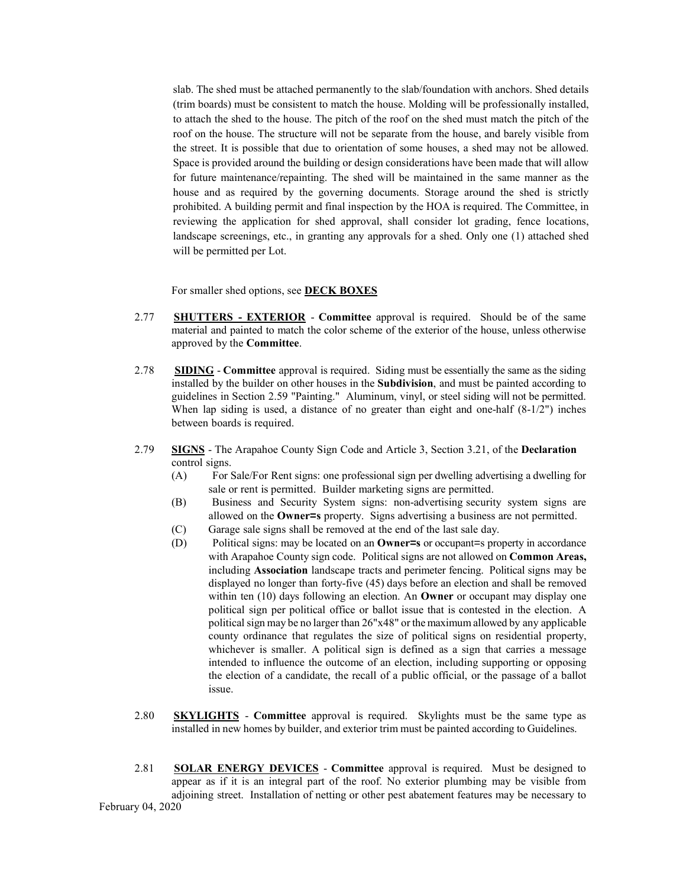slab. The shed must be attached permanently to the slab/foundation with anchors. Shed details (trim boards) must be consistent to match the house. Molding will be professionally installed, to attach the shed to the house. The pitch of the roof on the shed must match the pitch of the roof on the house. The structure will not be separate from the house, and barely visible from the street. It is possible that due to orientation of some houses, a shed may not be allowed. Space is provided around the building or design considerations have been made that will allow for future maintenance/repainting. The shed will be maintained in the same manner as the house and as required by the governing documents. Storage around the shed is strictly prohibited. A building permit and final inspection by the HOA is required. The Committee, in reviewing the application for shed approval, shall consider lot grading, fence locations, landscape screenings, etc., in granting any approvals for a shed. Only one (1) attached shed will be permitted per Lot.

For smaller shed options, see **DECK BOXES**

2.77 **SHUTTERS - EXTERIOR** - **Committee** approval is required. Should be of the same material and painted to match the color scheme of the exterior of the house, unless otherwise approved by the **Committee**.

2.78 **SIDING** - **Committee** approval is required. Siding must be essentially the same as the siding installed by the builder on other houses in the **Subdivision**, and must be painted according to guidelines in Section 2.59 "Painting." Aluminum, vinyl, or steel siding will not be permitted. When lap siding is used, a distance of no greater than eight and one-half (8-1/2") inches between boards is required.

2.79 **SIGNS** - The Arapahoe County Sign Code and Article 3, Section 3.21, of the **Declaration** control signs.

(A) For Sale/For Rent signs: one professional sign per dwelling advertising a dwelling for sale or rent is permitted. Builder marketing signs are permitted.

(B) Business and Security System signs: non-advertising security system signs are allowed on the **Owner=s** property. Signs advertising a business are not permitted.

(C) Garage sale signs shall be removed at the end of the last sale day.

(D) Political signs: may be located on an **Owner=s** or occupant=s property in accordance with Arapahoe County sign code. Political signs are not allowed on **Common Areas,** including **Association** landscape tracts and perimeter fencing. Political signs may be displayed no longer than forty-five (45) days before an election and shall be removed within ten (10) days following an election. An **Owner** or occupant may display one political sign per political office or ballot issue that is contested in the election. A political sign may be no larger than 26"x48" or the maximum allowed by any applicable county ordinance that regulates the size of political signs on residential property, whichever is smaller. A political sign is defined as a sign that carries a message intended to influence the outcome of an election, including supporting or opposing the election of a candidate, the recall of a public official, or the passage of a ballot issue.

2.80 **SKYLIGHTS** - **Committee** approval is required. Skylights must be the same type as installed in new homes by builder, and exterior trim must be painted according to Guidelines.

2.81 **SOLAR ENERGY DEVICES** - **Committee** approval is required. Must be designed to appear as if it is an integral part of the roof. No exterior plumbing may be visible from adjoining street. Installation of netting or other pest abatement features may be necessary to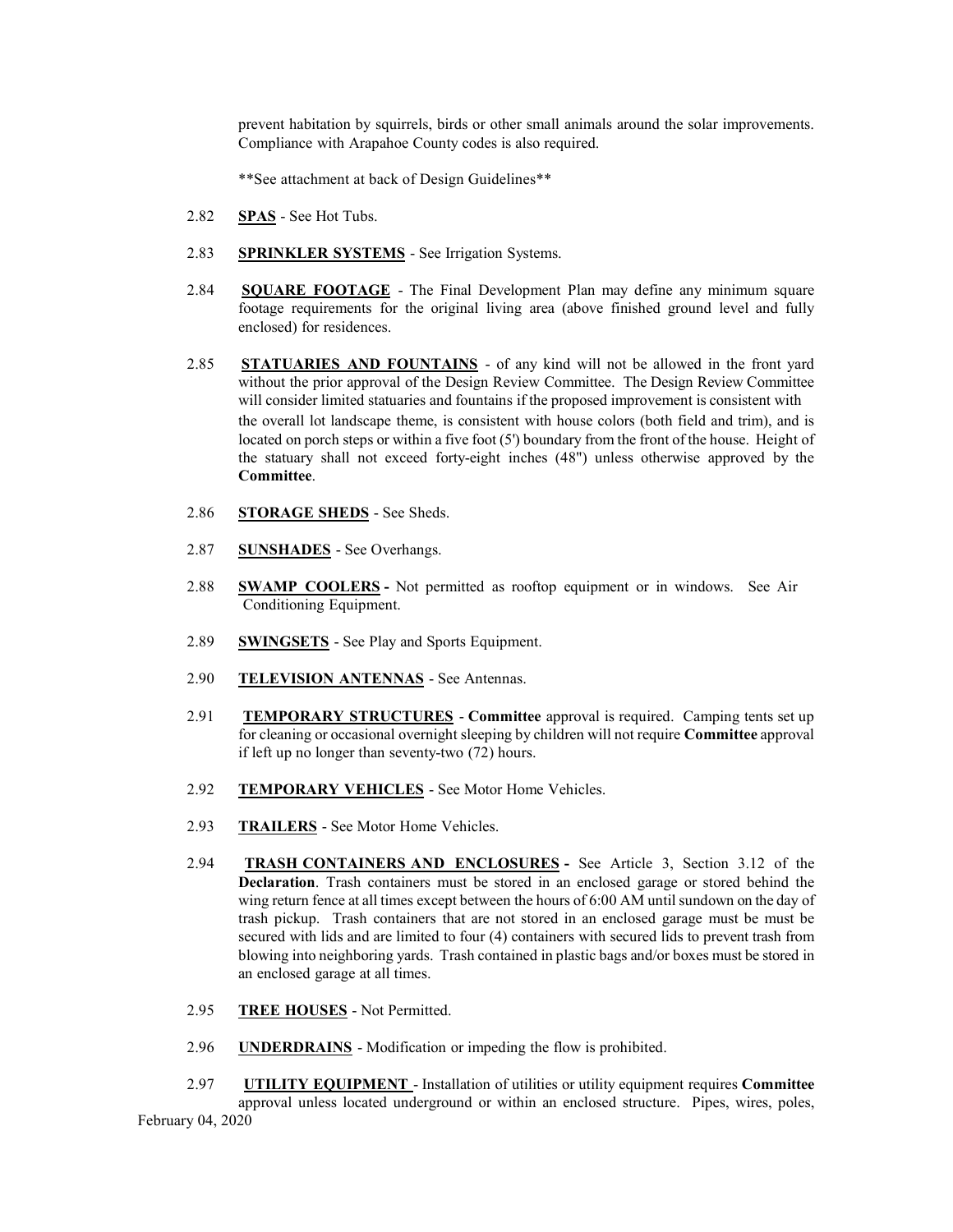prevent habitation by squirrels, birds or other small animals around the solar improvements. Compliance with Arapahoe County codes is also required.

**See attachment at back of Design Guidelines**

2.82 **SPAS** - See Hot Tubs.

2.83 **SPRINKLER SYSTEMS** - See Irrigation Systems.

2.84 **SQUARE FOOTAGE** - The Final Development Plan may define any minimum square footage requirements for the original living area (above finished ground level and fully enclosed) for residences.

2.85 **STATUARIES AND FOUNTAINS** - of any kind will not be allowed in the front yard without the prior approval of the Design Review Committee. The Design Review Committee will consider limited statuaries and fountains if the proposed improvement is consistent with the overall lot landscape theme, is consistent with house colors (both field and trim), and is located on porch steps or within a five foot (5') boundary from the front of the house. Height of the statuary shall not exceed forty-eight inches (48") unless otherwise approved by the **Committee**.

2.86 **STORAGE SHEDS** - See Sheds.

2.87 **SUNSHADES** - See Overhangs.

2.88 **SWAMP COOLERS** - Not permitted as rooftop equipment or in windows. See Air Conditioning Equipment.

2.89 **SWINGSETS** - See Play and Sports Equipment.

2.90 **TELEVISION ANTENNAS** - See Antennas.

2.91 **TEMPORARY STRUCTURES** - **Committee** approval is required. Camping tents set up for cleaning or occasional overnight sleeping by children will not require **Committee** approval if left up no longer than seventy-two (72) hours.

2.92 **TEMPORARY VEHICLES** - See Motor Home Vehicles.

2.93 **TRAILERS** - See Motor Home Vehicles.

2.94 **TRASH CONTAINERS AND ENCLOSURES** - See Article 3, Section 3.12 of the **Declaration**. Trash containers must be stored in an enclosed garage or stored behind the wing return fence at all times except between the hours of 6:00 AM until sundown on the day of trash pickup. Trash containers that are not stored in an enclosed garage must be must be secured with lids and are limited to four (4) containers with secured lids to prevent trash from blowing into neighboring yards. Trash contained in plastic bags and/or boxes must be stored in an enclosed garage at all times.

2.95 **TREE HOUSES** - Not Permitted.

2.96 **UNDERDRAINS** - Modification or impeding the flow is prohibited.

2.97 **UTILITY EQUIPMENT** - Installation of utilities or utility equipment requires **Committee** approval unless located underground or within an enclosed structure. Pipes, wires, poles,

February 04, 2020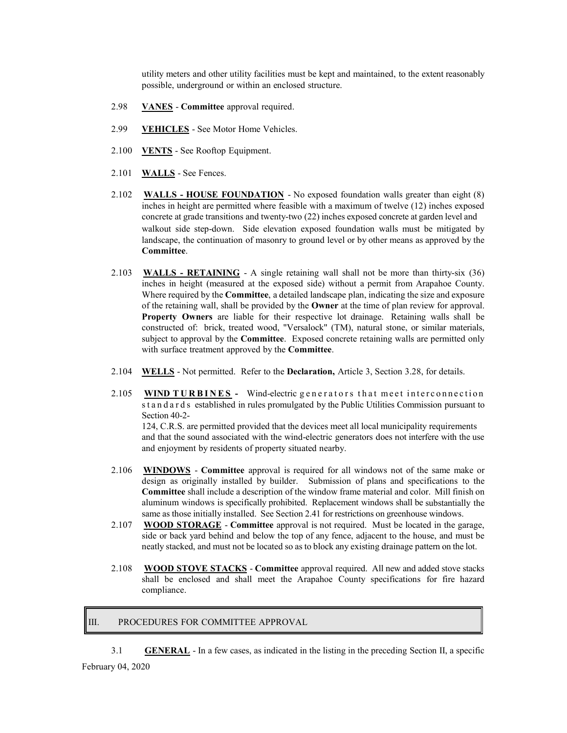utility meters and other utility facilities must be kept and maintained, to the extent reasonably possible, underground or within an enclosed structure.

2.98 **VANES** - **Committee** approval required.

2.99 **VEHICLES** - See Motor Home Vehicles.

2.100 **VENTS** - See Rooftop Equipment.

2.101 **WALLS** - See Fences.

2.102 **WALLS - HOUSE FOUNDATION** - No exposed foundation walls greater than eight (8) inches in height are permitted where feasible with a maximum of twelve (12) inches exposed concrete at grade transitions and twenty-two (22) inches exposed concrete at garden level and walkout side step-down. Side elevation exposed foundation walls must be mitigated by landscape, the continuation of masonry to ground level or by other means as approved by the **Committee**.

2.103 **WALLS - RETAINING** - A single retaining wall shall not be more than thirty-six (36) inches in height (measured at the exposed side) without a permit from Arapahoe County. Where required by the **Committee**, a detailed landscape plan, indicating the size and exposure of the retaining wall, shall be provided by the **Owner** at the time of plan review for approval. **Property Owners** are liable for their respective lot drainage. Retaining walls shall be constructed of: brick, treated wood, "Versalock" (TM), natural stone, or similar materials, subject to approval by the **Committee**. Exposed concrete retaining walls are permitted only with surface treatment approved by the **Committee**.

2.104 **WELLS** - Not permitted. Refer to the **Declaration,** Article 3, Section 3.28, for details.

2.105 **WIND TURBINES -** Wind-electric generators that meet interconnection standards established in rules promulgated by the Public Utilities Commission pursuant to Section 40-2-124, C.R.S. are permitted provided that the devices meet all local municipality requirements and that the sound associated with the wind-electric generators does not interfere with the use and enjoyment by residents of property situated nearby.

2.106 **WINDOWS** - **Committee** approval is required for all windows not of the same make or design as originally installed by builder. Submission of plans and specifications to the **Committee** shall include a description of the window frame material and color. Mill finish on aluminum windows is specifically prohibited. Replacement windows shall be substantially the same as those initially installed. See Section 2.41 for restrictions on greenhouse windows.

2.107 **WOOD STORAGE** - **Committee** approval is not required. Must be located in the garage, side or back yard behind and below the top of any fence, adjacent to the house, and must be neatly stacked, and must not be located so as to block any existing drainage pattern on the lot.

2.108 **WOOD STOVE STACKS** - **Committee** approval required. All new and added stove stacks shall be enclosed and shall meet the Arapahoe County specifications for fire hazard compliance.

## III. PROCEDURES FOR COMMITTEE APPROVAL

3.1 **GENERAL** - In a few cases, as indicated in the listing in the preceding Section II, a specific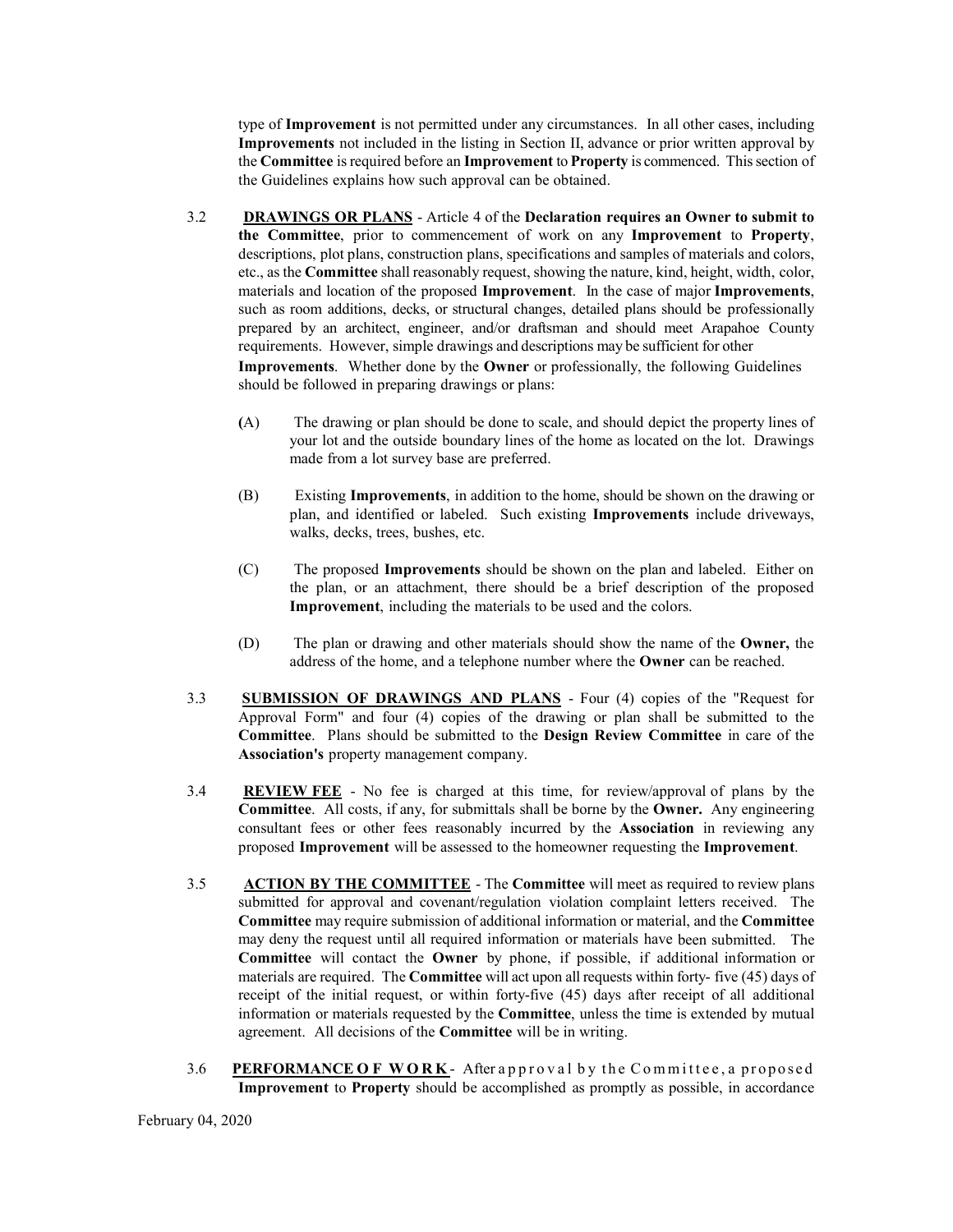type of **Improvement** is not permitted under any circumstances. In all other cases, including **Improvements** not included in the listing in Section II, advance or prior written approval by the **Committee** is required before an **Improvement** to **Property** is commenced. This section of the Guidelines explains how such approval can be obtained.

3.2 **DRAWINGS OR PLANS** - Article 4 of the **Declaration requires an Owner to submit to the Committee**, prior to commencement of work on any **Improvement** to **Property**, descriptions, plot plans, construction plans, specifications and samples of materials and colors, etc., as the **Committee** shall reasonably request, showing the nature, kind, height, width, color, materials and location of the proposed **Improvement**. In the case of major **Improvements**, such as room additions, decks, or structural changes, detailed plans should be professionally prepared by an architect, engineer, and/or draftsman and should meet Arapahoe County requirements. However, simple drawings and descriptions may be sufficient for other **Improvements**. Whether done by the **Owner** or professionally, the following Guidelines should be followed in preparing drawings or plans:

(A) The drawing or plan should be done to scale, and should depict the property lines of your lot and the outside boundary lines of the home as located on the lot. Drawings made from a lot survey base are preferred.

(B) Existing **Improvements**, in addition to the home, should be shown on the drawing or plan, and identified or labeled. Such existing **Improvements** include driveways, walks, decks, trees, bushes, etc.

(C) The proposed **Improvements** should be shown on the plan and labeled. Either on the plan, or an attachment, there should be a brief description of the proposed **Improvement**, including the materials to be used and the colors.

(D) The plan or drawing and other materials should show the name of the **Owner,** the address of the home, and a telephone number where the **Owner** can be reached.

3.3 **SUBMISSION OF DRAWINGS AND PLANS** - Four (4) copies of the "Request for Approval Form" and four (4) copies of the drawing or plan shall be submitted to the **Committee**. Plans should be submitted to the **Design Review Committee** in care of the **Association's** property management company.

3.4 **REVIEW FEE** - No fee is charged at this time, for review/approval of plans by the **Committee**. All costs, if any, for submittals shall be borne by the **Owner.** Any engineering consultant fees or other fees reasonably incurred by the **Association** in reviewing any proposed **Improvement** will be assessed to the homeowner requesting the **Improvement**.

3.5 **ACTION BY THE COMMITTEE** - The **Committee** will meet as required to review plans submitted for approval and covenant/regulation violation complaint letters received. The **Committee** may require submission of additional information or material, and the **Committee** may deny the request until all required information or materials have been submitted. The **Committee** will contact the **Owner** by phone, if possible, if additional information or materials are required. The **Committee** will act upon all requests within forty- five (45) days of receipt of the initial request, or within forty-five (45) days after receipt of all additional information or materials requested by the **Committee**, unless the time is extended by mutual agreement. All decisions of the **Committee** will be in writing.

3.6 **PERFORMANCE OF WORK** - After approval by the Committee, a proposed **Improvement** to **Property** should be accomplished as promptly as possible, in accordance

February 04, 2020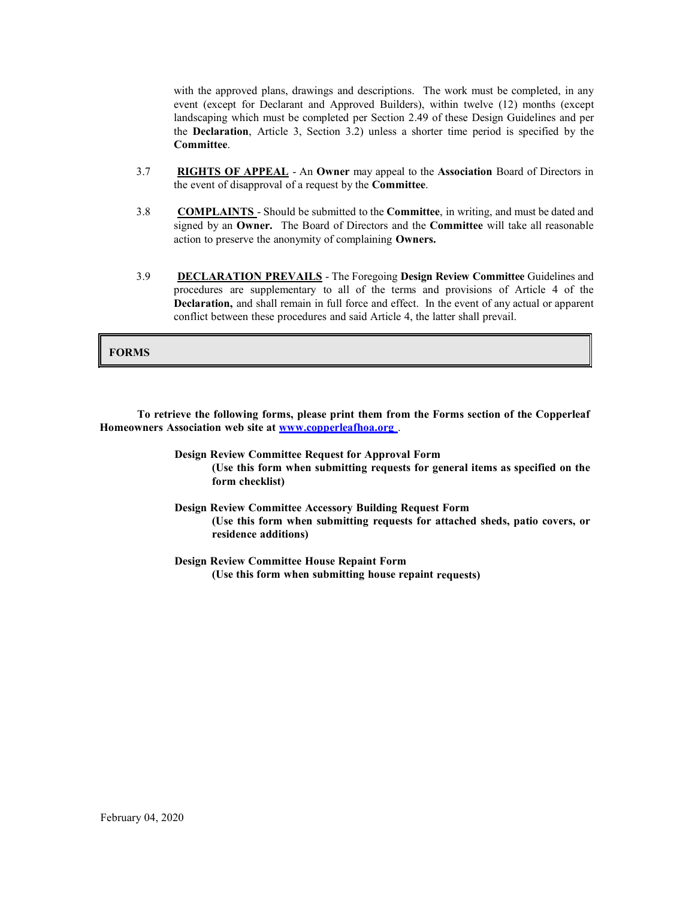with the approved plans, drawings and descriptions. The work must be completed, in any event (except for Declarant and Approved Builders), within twelve (12) months (except landscaping which must be completed per Section 2.49 of these Design Guidelines and per the **Declaration**, Article 3, Section 3.2) unless a shorter time period is specified by the **Committee**.

3.7 **RIGHTS OF APPEAL** - An **Owner** may appeal to the **Association** Board of Directors in the event of disapproval of a request by the **Committee**.

3.8 **COMPLAINTS** - Should be submitted to the **Committee**, in writing, and must be dated and signed by an **Owner.** The Board of Directors and the **Committee** will take all reasonable action to preserve the anonymity of complaining **Owners.**

3.9 **DECLARATION PREVAILS** - The Foregoing **Design Review Committee** Guidelines and procedures are supplementary to all of the terms and provisions of Article 4 of the **Declaration,** and shall remain in full force and effect. In the event of any actual or apparent conflict between these procedures and said Article 4, the latter shall prevail.

## FORMS

**To retrieve the following forms, please print them from the Forms section of the Copperleaf Homeowners Association web site at [www.copperleafhoa.org](http://www.copperleafhoa.org).**

**Design Review Committee Request for Approval Form**
**(Use this form when submitting requests for general items as specified on the form checklist)**

**Design Review Committee Accessory Building Request Form**
**(Use this form when submitting requests for attached sheds, patio covers, or residence additions)**

**Design Review Committee House Repaint Form**
**(Use this form when submitting house repaint requests)**

February 04, 2020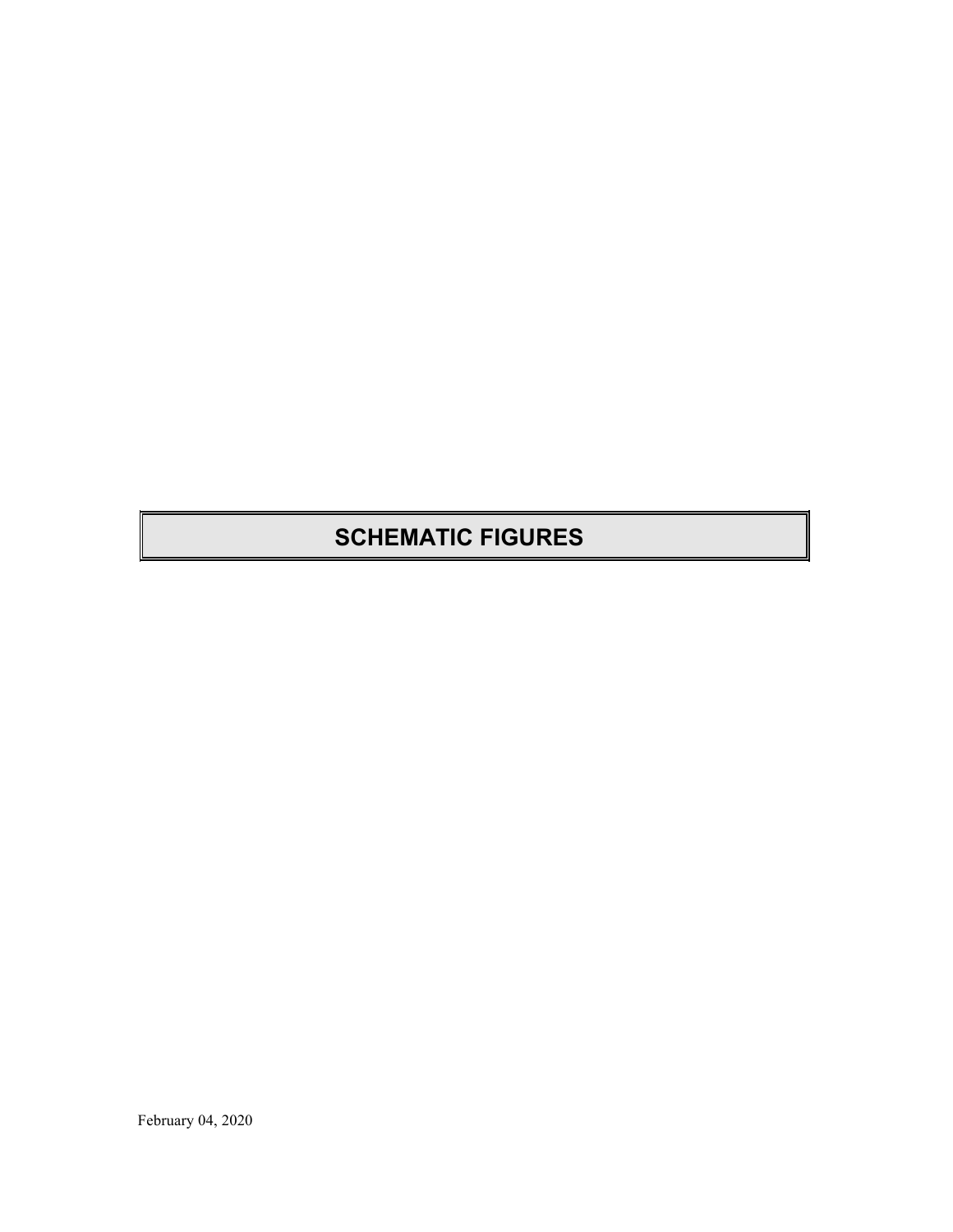# SCHEMATIC FIGURES

February 04, 2020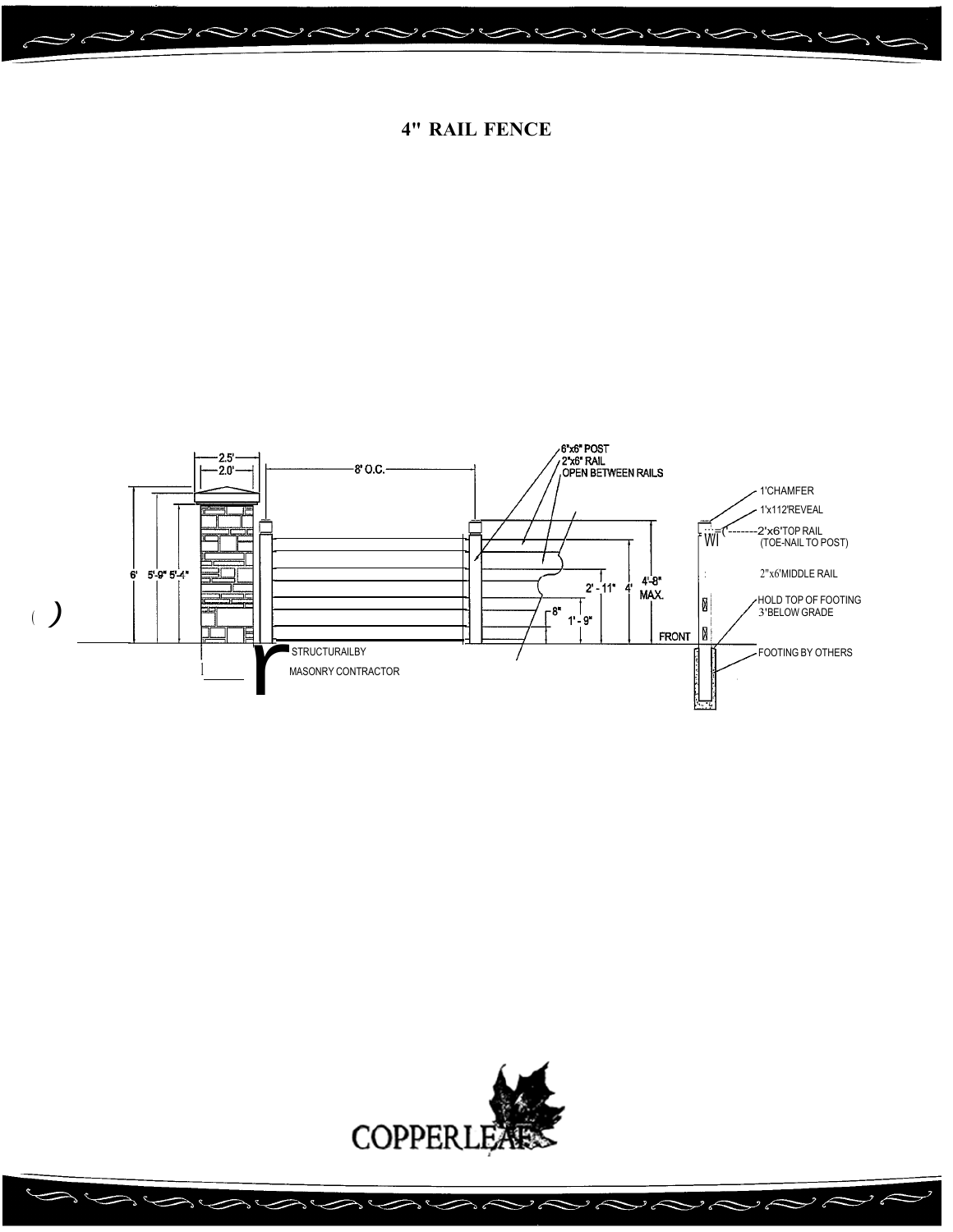# 4" RAIL FENCE

2.5'

2.0'

8' O.C.

6"x6" POST
2"x6" RAIL
OPEN BETWEEN RAILS

1'CHAMFER

1'x112'REVEAL

2'x6'TOP RAIL
(TOE-NAIL TO POST)

2"x6'MIDDLE RAIL

HOLD TOP OF FOOTING
3'BELOW GRADE

FOOTING BY OTHERS

6' 5'-9" 5'-4"

2' - 11" 4' 4'-8" MAX.

8"

1' - 9"

FRONT

STRUCTURAILBY
MASONRY CONTRACTOR

COPPERLEAF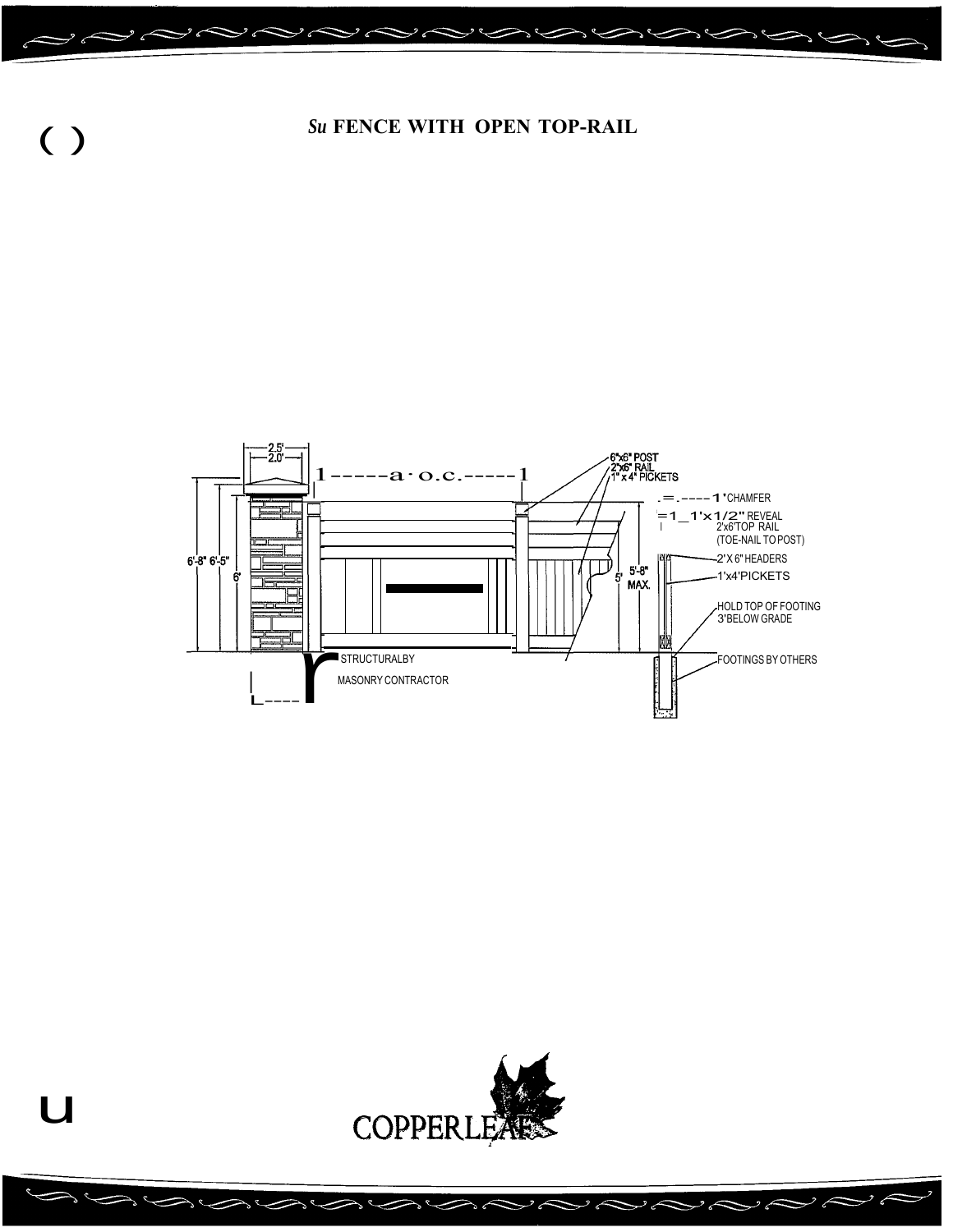## *Su* FENCE WITH OPEN TOP-RAIL

2.5'
2.0'

1-----a·o.c.-----1

6'-8" 6'-5"
6'

6"x6" POST
2"x6" RAIL
1" x 4" PICKETS

1' CHAMFER

1'x1/2" REVEAL
2'x6'TOP RAIL
(TOE-NAIL TO POST)

2'X 6" HEADERS

1'x4'PICKETS

5'
5'-8"
MAX.

HOLD TOP OF FOOTING
3'BELOW GRADE

STRUCTURALBY
MASONRY CONTRACTOR

FOOTINGS BY OTHERS

COPPERLEAF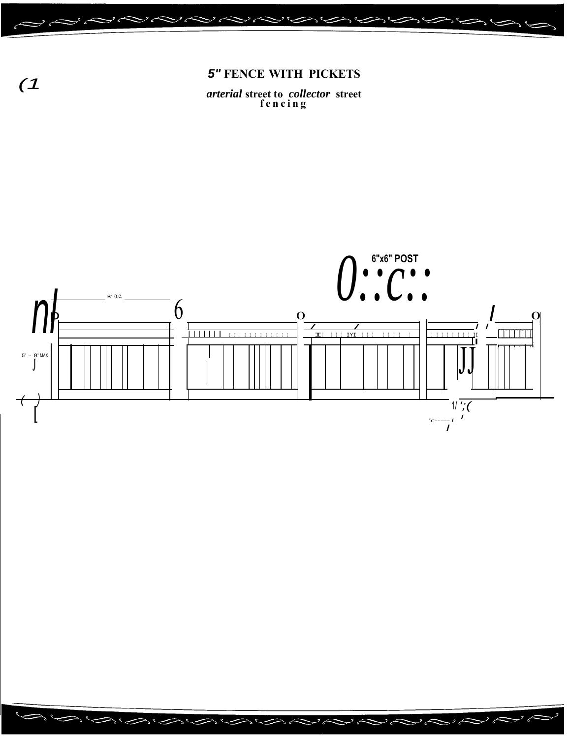# 5" FENCE WITH PICKETS

***arterial*** **street to** ***collector*** **street**
**fencing**

6"x6" POST

8' O.C.

5' - 8' MAX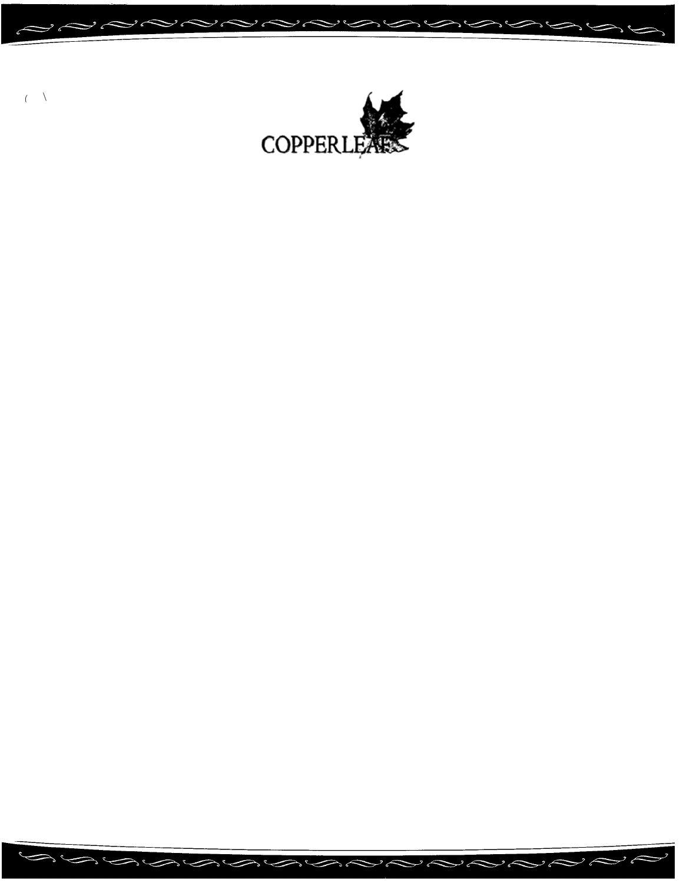COPPERLEAF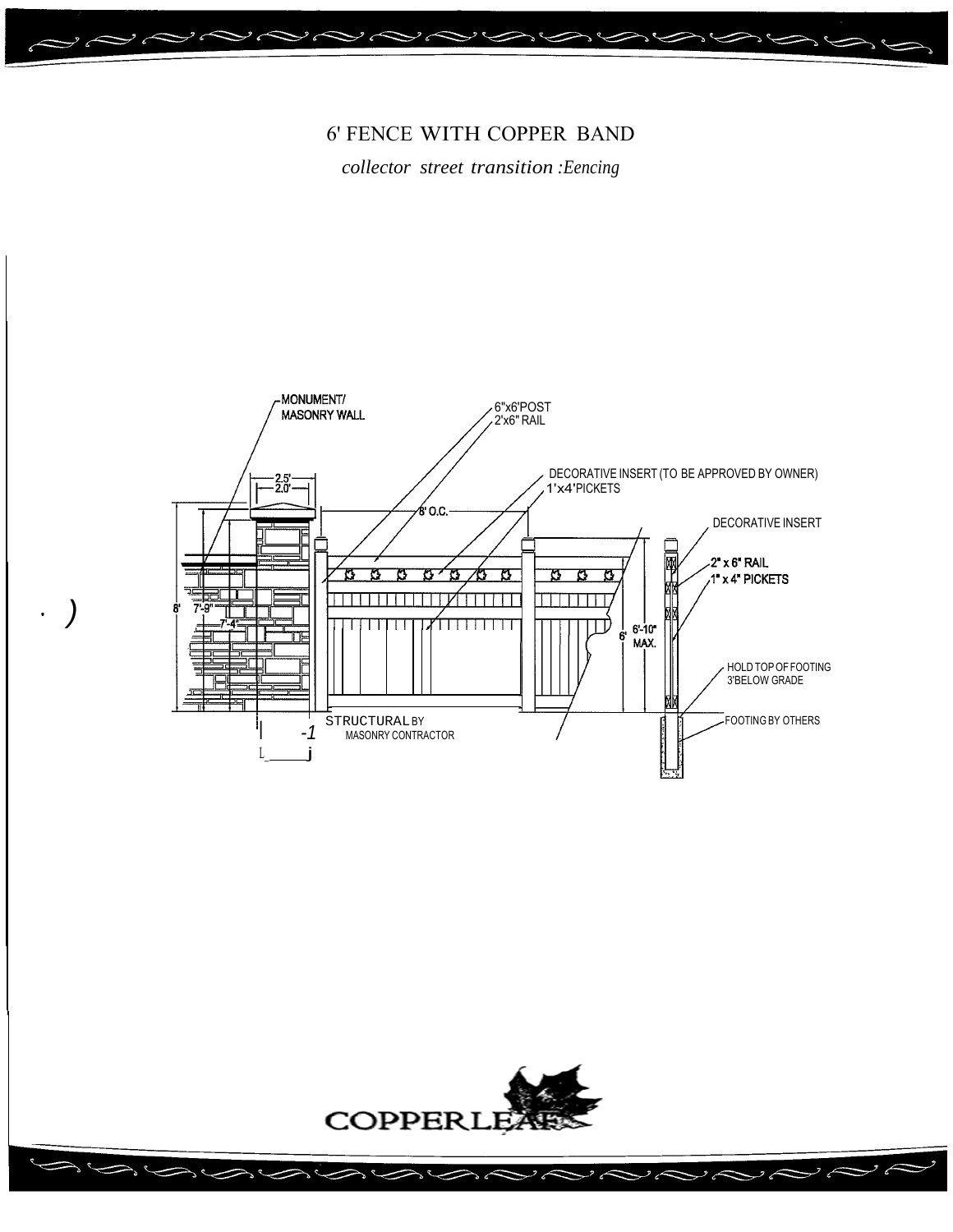# 6' FENCE WITH COPPER BAND

*collector street transition :Eencing*

MONUMENT/
MASONRY WALL

6"x6'POST
2'x6" RAIL

DECORATIVE INSERT (TO BE APPROVED BY OWNER)
1'x4'PICKETS

2.5'
2.0'

8' O.C.

DECORATIVE INSERT

2" x 6" RAIL
1" x 4" PICKETS

8'
7'-9"
7'-4"

6'
6'-10"
MAX.

HOLD TOP OF FOOTING
3'BELOW GRADE

STRUCTURAL BY
MASONRY CONTRACTOR

FOOTING BY OTHERS

COPPERLEAF